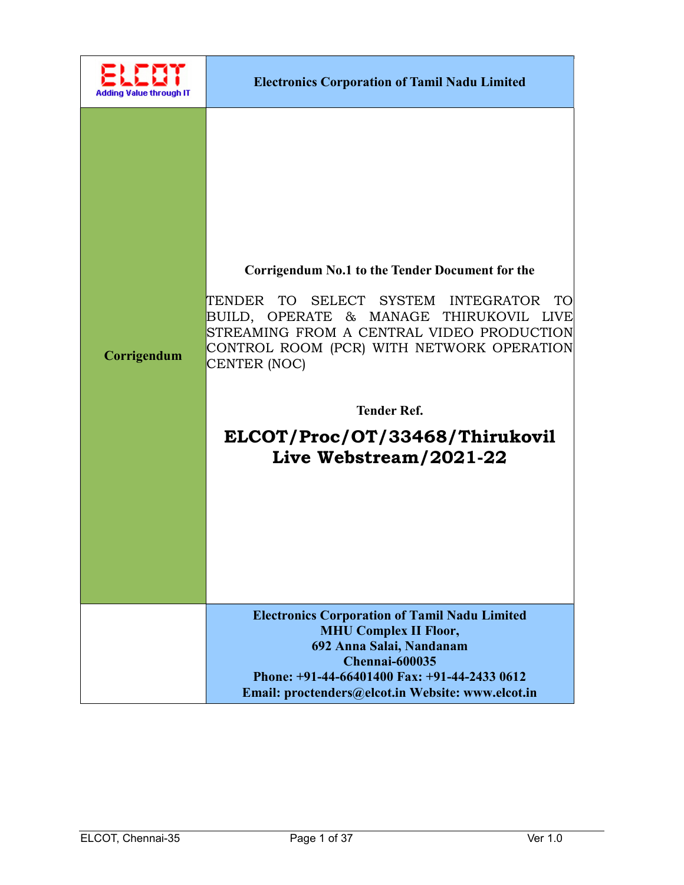ELCOT
Adding Value through IT

**Electronics Corporation of Tamil Nadu Limited**

**Corrigendum**

**Corrigendum No.1 to the Tender Document for the**

TENDER TO SELECT SYSTEM INTEGRATOR TO BUILD, OPERATE & MANAGE THIRUKOVIL LIVE STREAMING FROM A CENTRAL VIDEO PRODUCTION CONTROL ROOM (PCR) WITH NETWORK OPERATION CENTER (NOC)

**Tender Ref.**

# ELCOT/Proc/OT/33468/Thirukovil Live Webstream/2021-22

**Electronics Corporation of Tamil Nadu Limited**
**MHU Complex II Floor,**
**692 Anna Salai, Nandanam**
**Chennai-600035**
**Phone: +91-44-66401400 Fax: +91-44-2433 0612**
**Email: proctenders@elcot.in Website: www.elcot.in**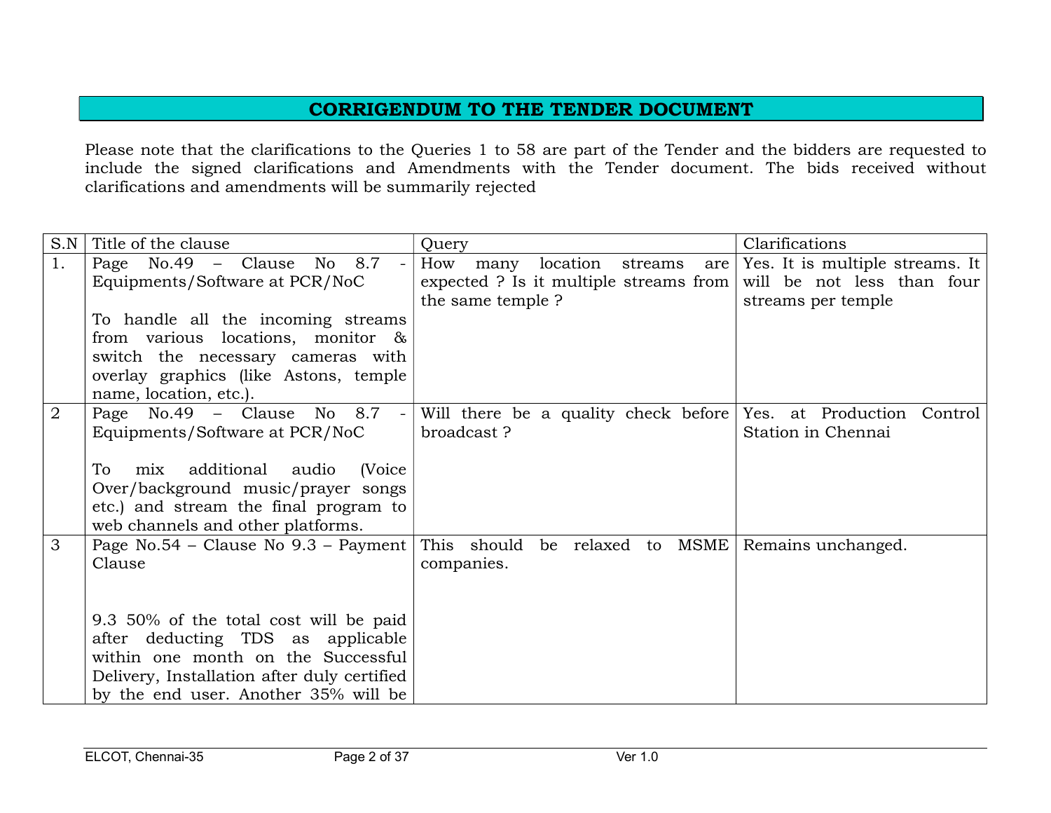## CORRIGENDUM TO THE TENDER DOCUMENT

Please note that the clarifications to the Queries 1 to 58 are part of the Tender and the bidders are requested to include the signed clarifications and Amendments with the Tender document. The bids received without clarifications and amendments will be summarily rejected

| S.N | Title of the clause | Query | Clarifications |
|---|---|---|---|
| 1. | Page No.49 – Clause No 8.7 - Equipments/Software at PCR/NoC<br><br>To handle all the incoming streams from various locations, monitor & switch the necessary cameras with overlay graphics (like Astons, temple name, location, etc.). | How many location streams are expected ? Is it multiple streams from the same temple ? | Yes. It is multiple streams. It will be not less than four streams per temple |
| 2 | Page No.49 – Clause No 8.7 - Equipments/Software at PCR/NoC<br><br>To mix additional audio (Voice Over/background music/prayer songs etc.) and stream the final program to web channels and other platforms. | Will there be a quality check before broadcast ? | Yes. at Production Control Station in Chennai |
| 3 | Page No.54 – Clause No 9.3 – Payment Clause<br><br>9.3 50% of the total cost will be paid after deducting TDS as applicable within one month on the Successful Delivery, Installation after duly certified by the end user. Another 35% will be | This should be relaxed to MSME companies. | Remains unchanged. |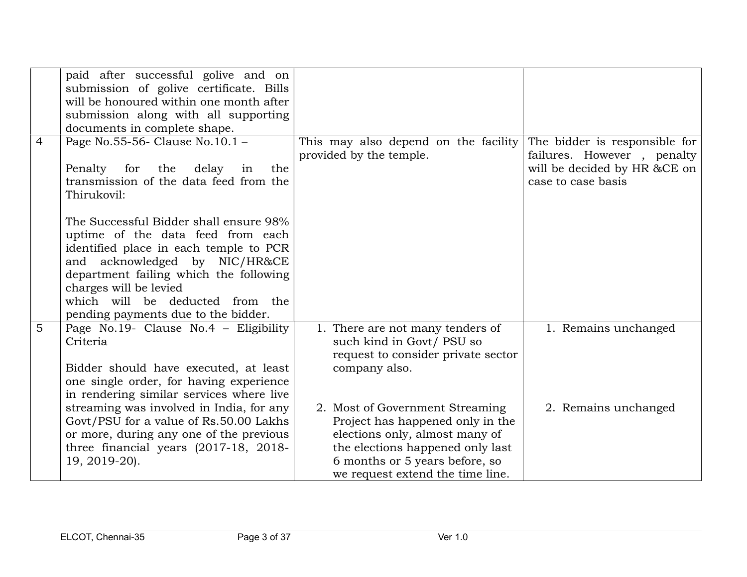| | | | |
|---|---|---|---|
| | paid after successful golive and on submission of golive certificate. Bills will be honoured within one month after submission along with all supporting documents in complete shape. | | |
| 4 | Page No.55-56- Clause No.10.1 –<br><br>Penalty for the delay in the transmission of the data feed from the Thirukovil:<br><br>The Successful Bidder shall ensure 98% uptime of the data feed from each identified place in each temple to PCR and acknowledged by NIC/HR&CE department failing which the following charges will be levied which will be deducted from the pending payments due to the bidder. | This may also depend on the facility provided by the temple. | The bidder is responsible for failures. However , penalty will be decided by HR &CE on case to case basis |
| 5 | Page No.19- Clause No.4 – Eligibility Criteria<br><br>Bidder should have executed, at least one single order, for having experience in rendering similar services where live streaming was involved in India, for any Govt/PSU for a value of Rs.50.00 Lakhs or more, during any one of the previous three financial years (2017-18, 2018-19, 2019-20). | 1. There are not many tenders of such kind in Govt/ PSU so request to consider private sector company also.<br><br>2. Most of Government Streaming Project has happened only in the elections only, almost many of the elections happened only last 6 months or 5 years before, so we request extend the time line. | 1. Remains unchanged<br><br>2. Remains unchanged |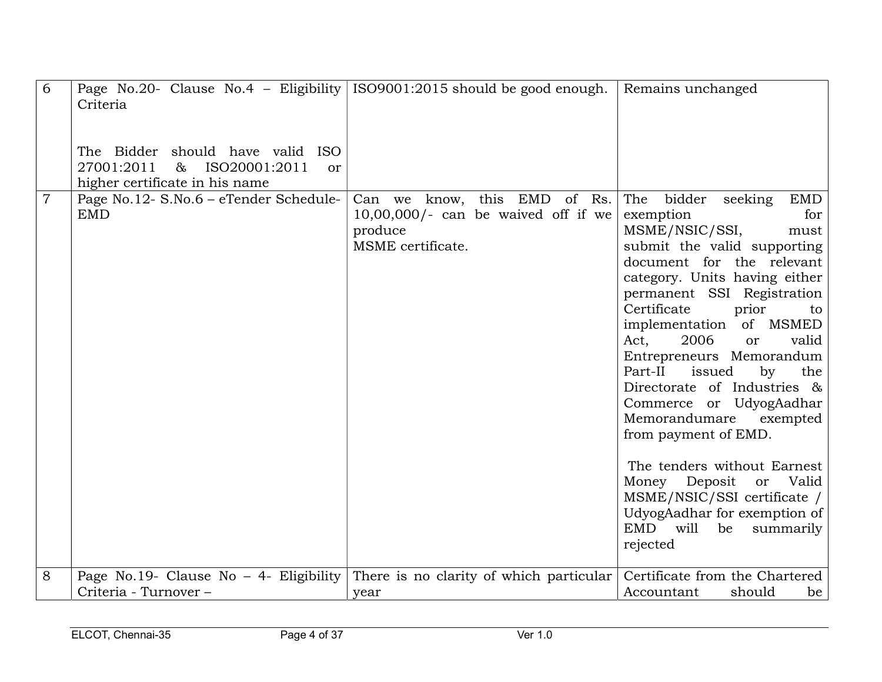| 6 | Page No.20- Clause No.4 – Eligibility Criteria<br><br>The Bidder should have valid ISO 27001:2011 & ISO20001:2011 or higher certificate in his name | ISO9001:2015 should be good enough. | Remains unchanged |
|---|---|---|---|
| 7 | Page No.12- S.No.6 – eTender Schedule-EMD | Can we know, this EMD of Rs. 10,00,000/- can be waived off if we produce MSME certificate. | The bidder seeking EMD exemption for MSME/NSIC/SSI, must submit the valid supporting document for the relevant category. Units having either permanent SSI Registration Certificate prior to implementation of MSMED Act, 2006 or valid Entrepreneurs Memorandum Part-II issued by the Directorate of Industries & Commerce or UdyogAadhar Memorandumare exempted from payment of EMD.<br><br>The tenders without Earnest Money Deposit or Valid MSME/NSIC/SSI certificate / UdyogAadhar for exemption of EMD will be summarily rejected |
| 8 | Page No.19- Clause No – 4- Eligibility Criteria - Turnover – | There is no clarity of which particular year | Certificate from the Chartered Accountant should be |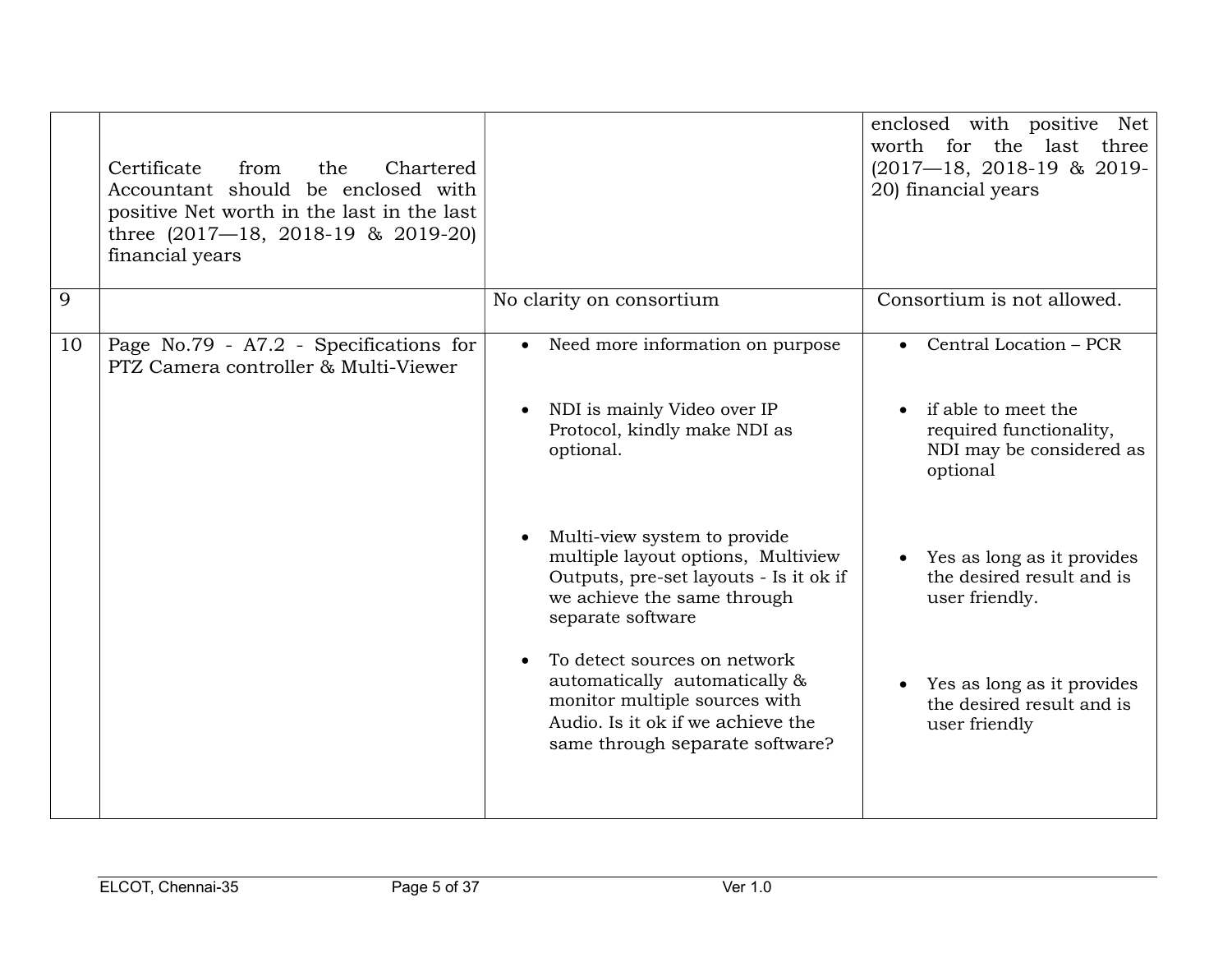| | | | |
|---|---|---|---|
| | Certificate from the Chartered Accountant should be enclosed with positive Net worth in the last in the last three (2017—18, 2018-19 & 2019-20) financial years | | enclosed with positive Net worth for the last three (2017—18, 2018-19 & 2019-20) financial years |
| 9 | | No clarity on consortium | Consortium is not allowed. |
| 10 | Page No.79 - A7.2 - Specifications for PTZ Camera controller & Multi-Viewer | • Need more information on purpose<br><br>• NDI is mainly Video over IP Protocol, kindly make NDI as optional.<br><br>• Multi-view system to provide multiple layout options, Multiview Outputs, pre-set layouts - Is it ok if we achieve the same through separate software<br><br>• To detect sources on network automatically automatically & monitor multiple sources with Audio. Is it ok if we achieve the same through separate software? | • Central Location – PCR<br><br>• if able to meet the required functionality, NDI may be considered as optional<br><br>• Yes as long as it provides the desired result and is user friendly.<br><br>• Yes as long as it provides the desired result and is user friendly |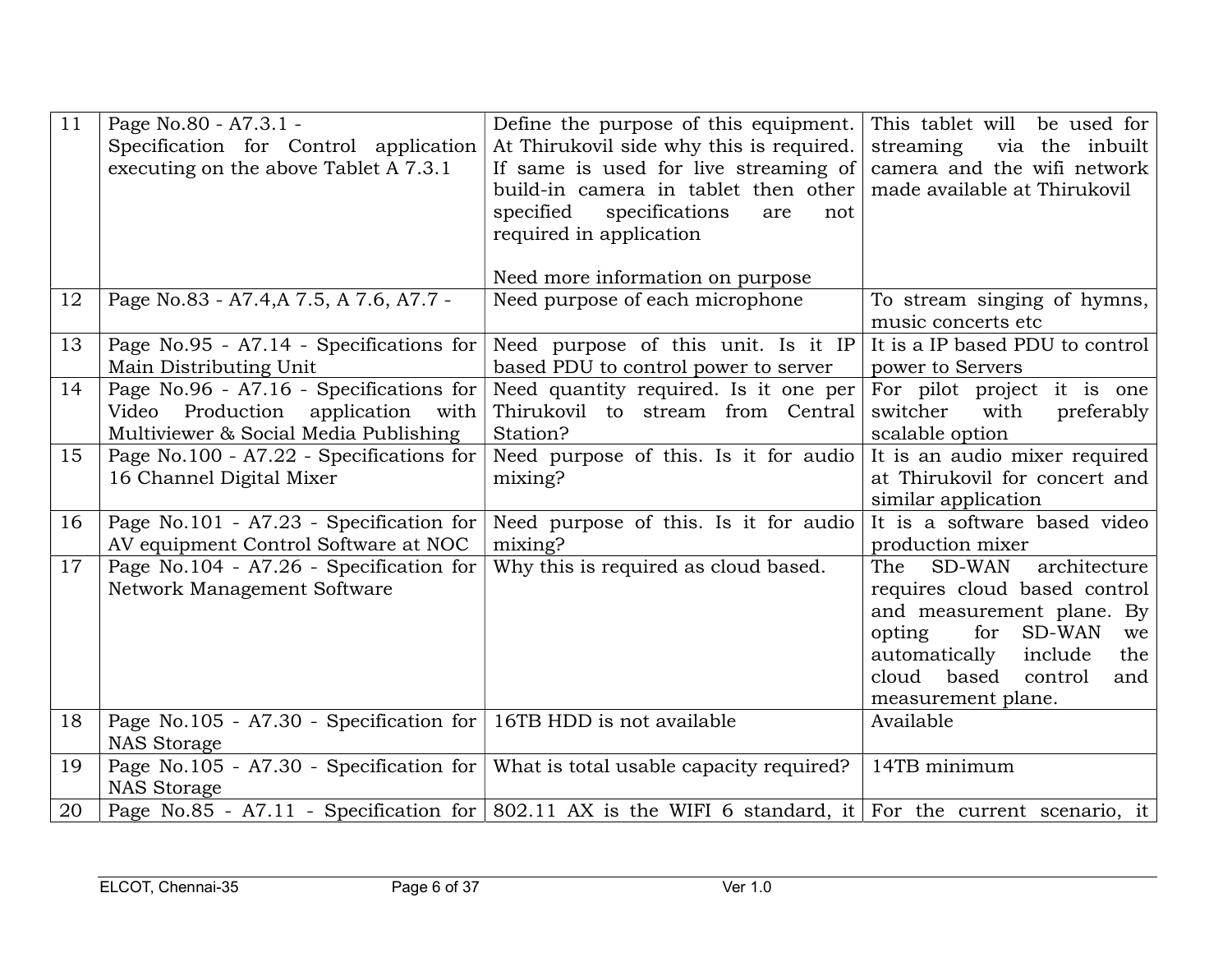| 11 | Page No.80 - A7.3.1 - Specification for Control application executing on the above Tablet A 7.3.1 | Define the purpose of this equipment. At Thirukovil side why this is required. If same is used for live streaming of build-in camera in tablet then other specified specifications are not required in application<br><br>Need more information on purpose | This tablet will be used for streaming via the inbuilt camera and the wifi network made available at Thirukovil |
|---|---|---|---|
| 12 | Page No.83 - A7.4,A 7.5, A 7.6, A7.7 - | Need purpose of each microphone | To stream singing of hymns, music concerts etc |
| 13 | Page No.95 - A7.14 - Specifications for Main Distributing Unit | Need purpose of this unit. Is it IP based PDU to control power to server | It is a IP based PDU to control power to Servers |
| 14 | Page No.96 - A7.16 - Specifications for Video Production application with Multiviewer & Social Media Publishing | Need quantity required. Is it one per Thirukovil to stream from Central Station? | For pilot project it is one switcher with preferably scalable option |
| 15 | Page No.100 - A7.22 - Specifications for 16 Channel Digital Mixer | Need purpose of this. Is it for audio mixing? | It is an audio mixer required at Thirukovil for concert and similar application |
| 16 | Page No.101 - A7.23 - Specification for AV equipment Control Software at NOC | Need purpose of this. Is it for audio mixing? | It is a software based video production mixer |
| 17 | Page No.104 - A7.26 - Specification for Network Management Software | Why this is required as cloud based. | The SD-WAN architecture requires cloud based control and measurement plane. By opting for SD-WAN we automatically include the cloud based control and measurement plane. |
| 18 | Page No.105 - A7.30 - Specification for NAS Storage | 16TB HDD is not available | Available |
| 19 | Page No.105 - A7.30 - Specification for NAS Storage | What is total usable capacity required? | 14TB minimum |
| 20 | Page No.85 - A7.11 - Specification for | 802.11 AX is the WIFI 6 standard, it | For the current scenario, it |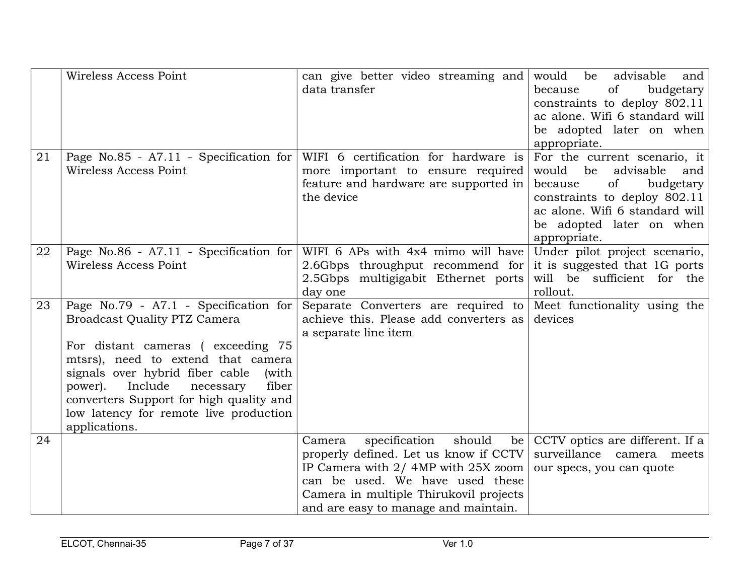|  |  |  |  |
|---|---|---|---|
|  | Wireless Access Point | can give better video streaming and data transfer | would be advisable and because of budgetary constraints to deploy 802.11 ac alone. Wifi 6 standard will be adopted later on when appropriate. |
| 21 | Page No.85 - A7.11 - Specification for Wireless Access Point | WIFI 6 certification for hardware is more important to ensure required feature and hardware are supported in the device | For the current scenario, it would be advisable and because of budgetary constraints to deploy 802.11 ac alone. Wifi 6 standard will be adopted later on when appropriate. |
| 22 | Page No.86 - A7.11 - Specification for Wireless Access Point | WIFI 6 APs with 4x4 mimo will have 2.6Gbps throughput recommend for 2.5Gbps multigigabit Ethernet ports day one | Under pilot project scenario, it is suggested that 1G ports will be sufficient for the rollout. |
| 23 | Page No.79 - A7.1 - Specification for Broadcast Quality PTZ Camera<br><br>For distant cameras ( exceeding 75 mtsrs), need to extend that camera signals over hybrid fiber cable (with power). Include necessary fiber converters Support for high quality and low latency for remote live production applications. | Separate Converters are required to achieve this. Please add converters as a separate line item | Meet functionality using the devices |
| 24 |  | Camera specification should be properly defined. Let us know if CCTV IP Camera with 2/ 4MP with 25X zoom can be used. We have used these Camera in multiple Thirukovil projects and are easy to manage and maintain. | CCTV optics are different. If a surveillance camera meets our specs, you can quote |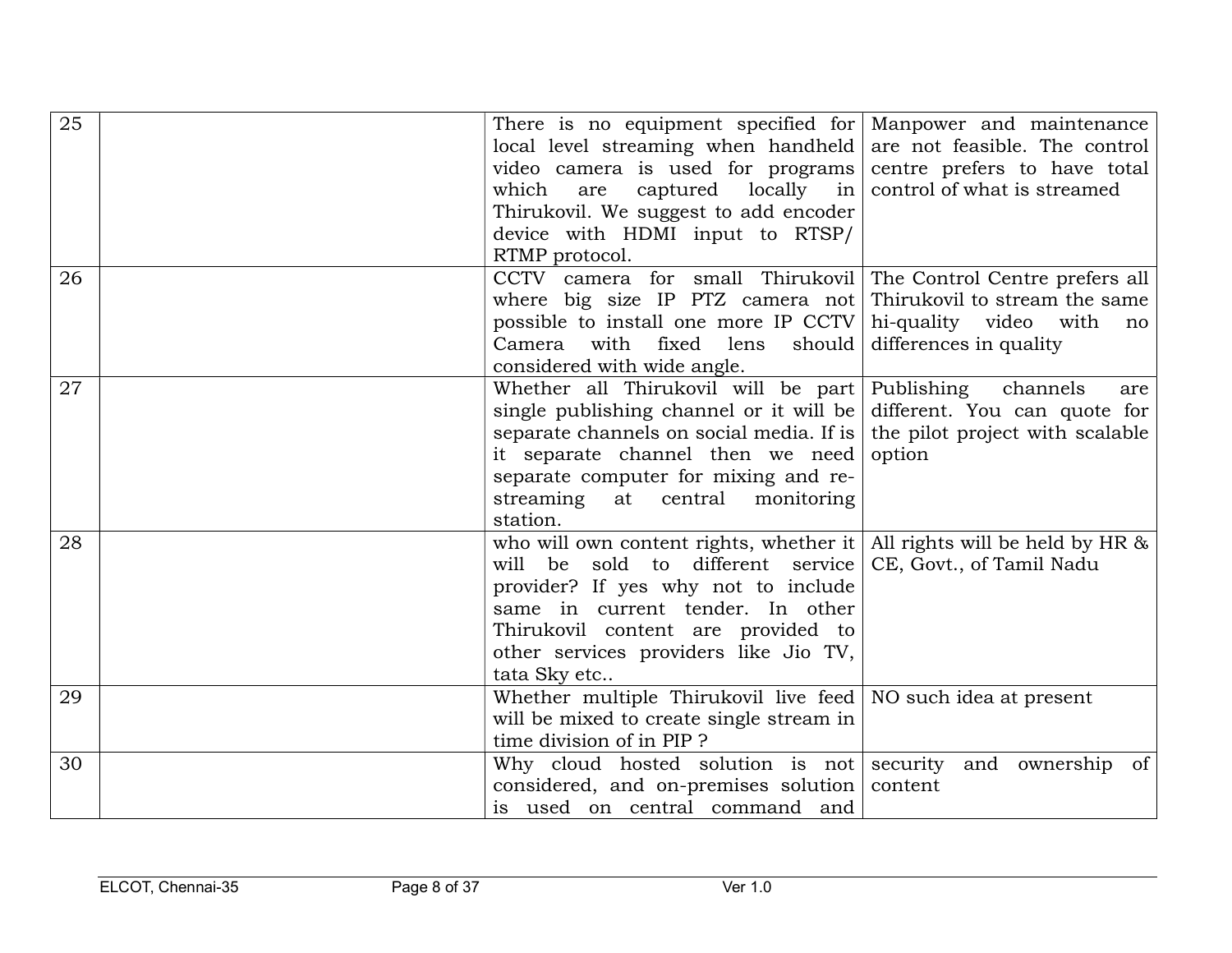| | | | |
|---|---|---|---|
| 25 | | There is no equipment specified for local level streaming when handheld video camera is used for programs which are captured locally in Thirukovil. We suggest to add encoder device with HDMI input to RTSP/ RTMP protocol. | Manpower and maintenance are not feasible. The control centre prefers to have total control of what is streamed |
| 26 | | CCTV camera for small Thirukovil where big size IP PTZ camera not possible to install one more IP CCTV Camera with fixed lens should considered with wide angle. | The Control Centre prefers all Thirukovil to stream the same hi-quality video with no differences in quality |
| 27 | | Whether all Thirukovil will be part single publishing channel or it will be separate channels on social media. If is it separate channel then we need separate computer for mixing and re-streaming at central monitoring station. | Publishing channels are different. You can quote for the pilot project with scalable option |
| 28 | | who will own content rights, whether it will be sold to different service provider? If yes why not to include same in current tender. In other Thirukovil content are provided to other services providers like Jio TV, tata Sky etc.. | All rights will be held by HR & CE, Govt., of Tamil Nadu |
| 29 | | Whether multiple Thirukovil live feed will be mixed to create single stream in time division of in PIP ? | NO such idea at present |
| 30 | | Why cloud hosted solution is not considered, and on-premises solution is used on central command and | security and ownership of content |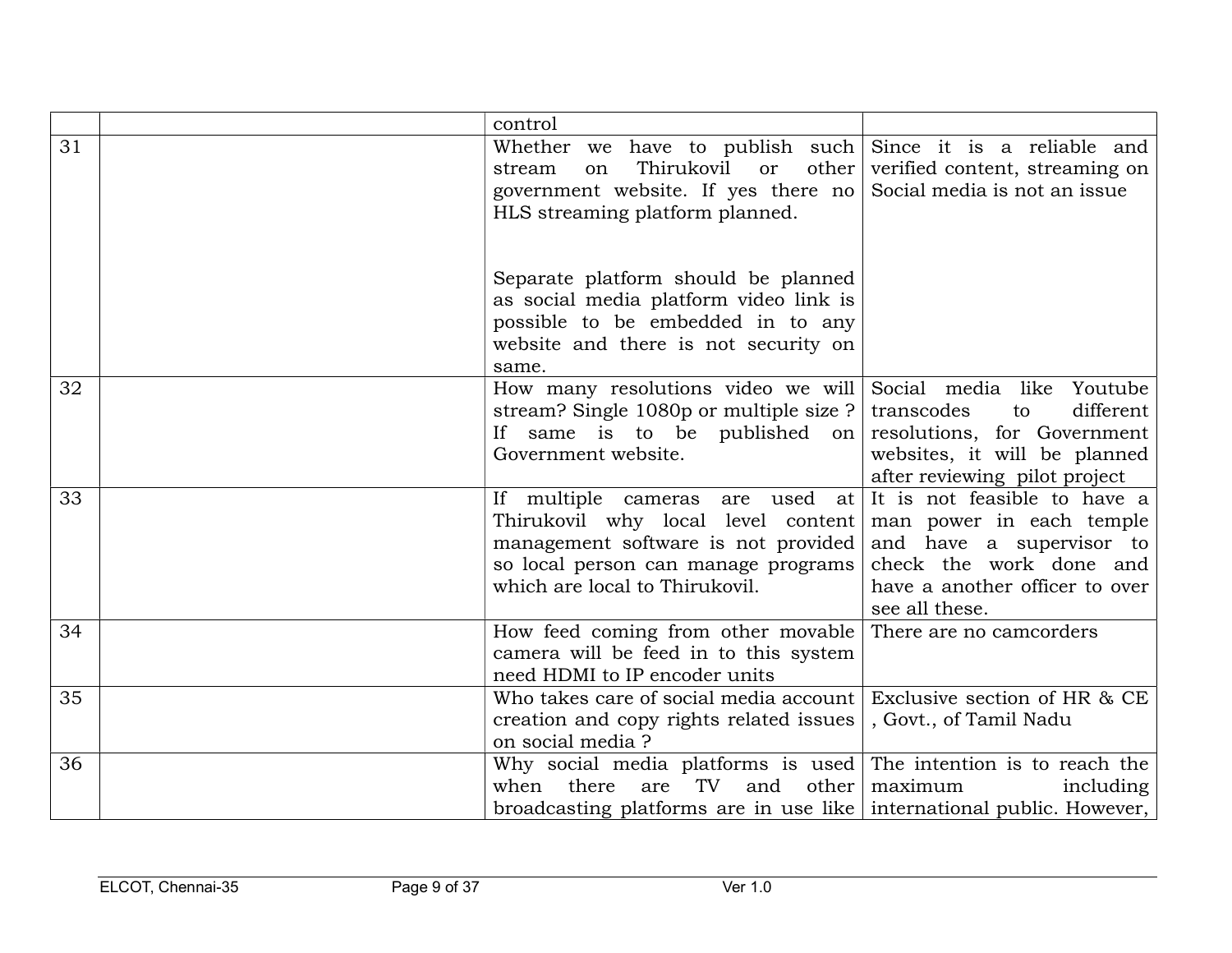| | | | |
|---|---|---|---|
| | | control | |
| 31 | | Whether we have to publish such stream on Thirukovil or other government website. If yes there no HLS streaming platform planned.<br><br>Separate platform should be planned as social media platform video link is possible to be embedded in to any website and there is not security on same. | Since it is a reliable and verified content, streaming on Social media is not an issue |
| 32 | | How many resolutions video we will stream? Single 1080p or multiple size ? If same is to be published on Government website. | Social media like Youtube transcodes to different resolutions, for Government websites, it will be planned after reviewing pilot project |
| 33 | | If multiple cameras are used at Thirukovil why local level content management software is not provided so local person can manage programs which are local to Thirukovil. | It is not feasible to have a man power in each temple and have a supervisor to check the work done and have a another officer to over see all these. |
| 34 | | How feed coming from other movable camera will be feed in to this system need HDMI to IP encoder units | There are no camcorders |
| 35 | | Who takes care of social media account creation and copy rights related issues on social media ? | Exclusive section of HR & CE , Govt., of Tamil Nadu |
| 36 | | Why social media platforms is used when there are TV and other broadcasting platforms are in use like | The intention is to reach the maximum including international public. However, |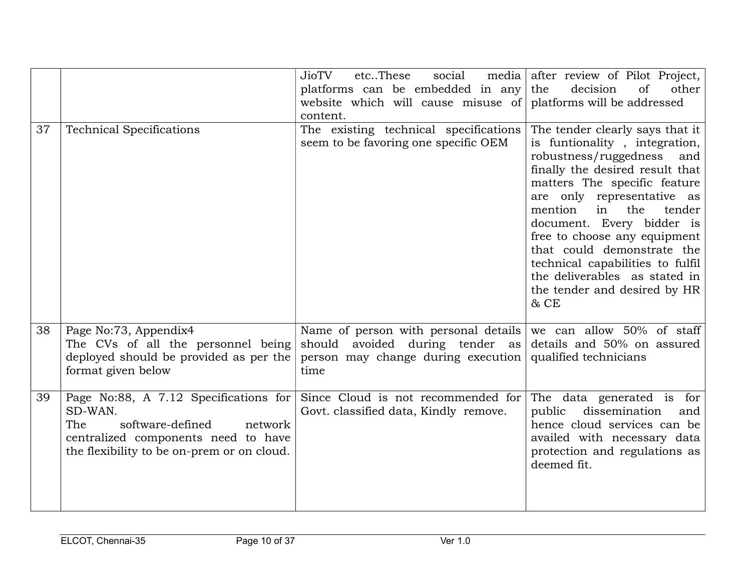| | | | |
|---|---|---|---|
| | | JioTV etc..These social media platforms can be embedded in any website which will cause misuse of content. | after review of Pilot Project, the decision of other platforms will be addressed |
| 37 | Technical Specifications | The existing technical specifications seem to be favoring one specific OEM | The tender clearly says that it is funtionality , integration, robustness/ruggedness and finally the desired result that matters The specific feature are only representative as mention in the tender document. Every bidder is free to choose any equipment that could demonstrate the technical capabilities to fulfil the deliverables as stated in the tender and desired by HR & CE |
| 38 | Page No:73, Appendix4<br>The CVs of all the personnel being deployed should be provided as per the format given below | Name of person with personal details should avoided during tender as person may change during execution time | we can allow 50% of staff details and 50% on assured qualified technicians |
| 39 | Page No:88, A 7.12 Specifications for SD-WAN.<br>The software-defined network centralized components need to have the flexibility to be on-prem or on cloud. | Since Cloud is not recommended for Govt. classified data, Kindly remove. | The data generated is for public dissemination and hence cloud services can be availed with necessary data protection and regulations as deemed fit. |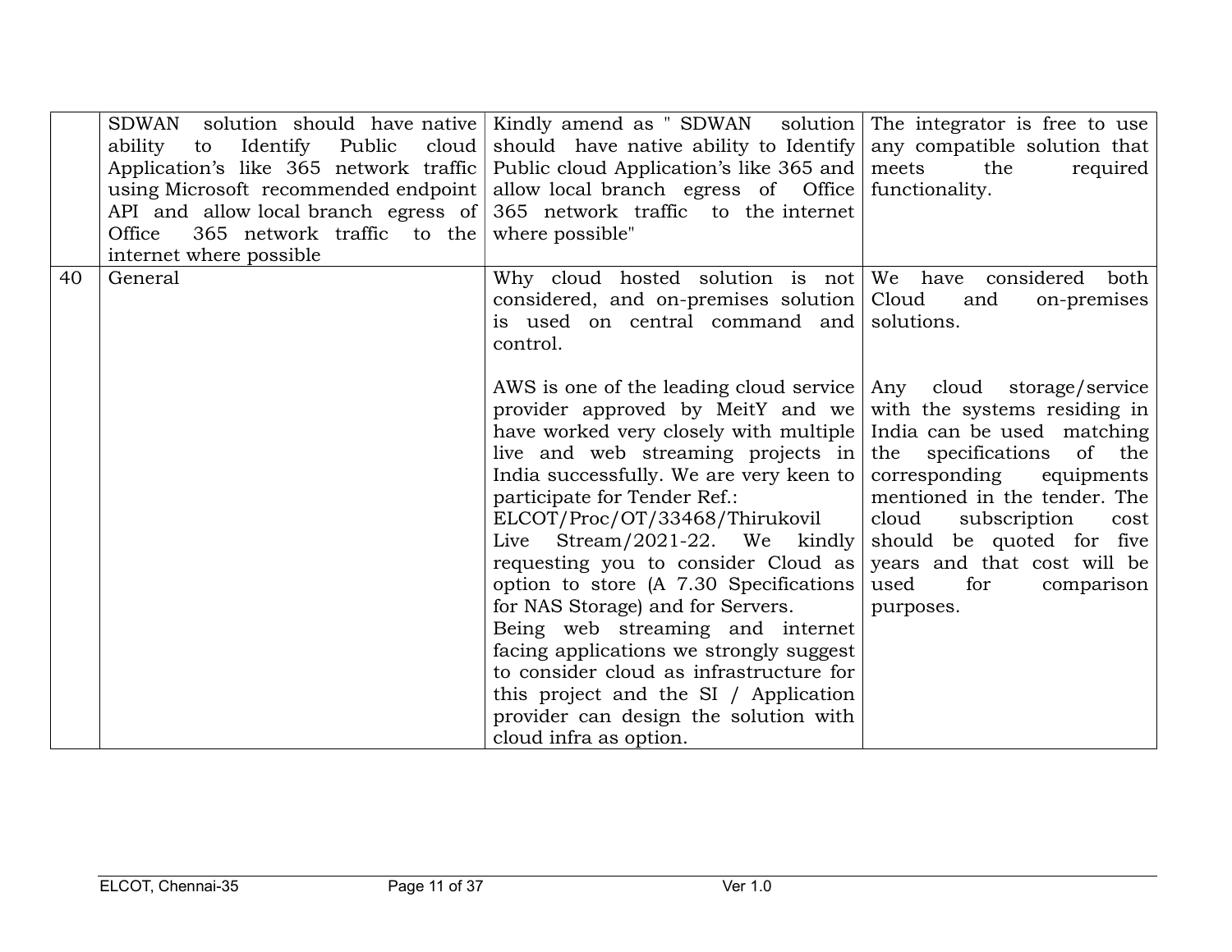| | | | |
|---|---|---|---|
| | SDWAN solution should have native ability to Identify Public cloud Application's like 365 network traffic using Microsoft recommended endpoint API and allow local branch egress of Office 365 network traffic to the internet where possible | Kindly amend as " SDWAN solution should have native ability to Identify Public cloud Application's like 365 and allow local branch egress of Office 365 network traffic to the internet where possible" | The integrator is free to use any compatible solution that meets the required functionality. |
| 40 | General | Why cloud hosted solution is not considered, and on-premises solution is used on central command and control.<br><br>AWS is one of the leading cloud service provider approved by MeitY and we have worked very closely with multiple live and web streaming projects in India successfully. We are very keen to participate for Tender Ref.: ELCOT/Proc/OT/33468/Thirukovil Live Stream/2021-22. We kindly requesting you to consider Cloud as option to store (A 7.30 Specifications for NAS Storage) and for Servers.<br>Being web streaming and internet facing applications we strongly suggest to consider cloud as infrastructure for this project and the SI / Application provider can design the solution with cloud infra as option. | We have considered both Cloud and on-premises solutions.<br><br>Any cloud storage/service with the systems residing in India can be used matching the specifications of the corresponding equipments mentioned in the tender. The cloud subscription cost should be quoted for five years and that cost will be used for comparison purposes. |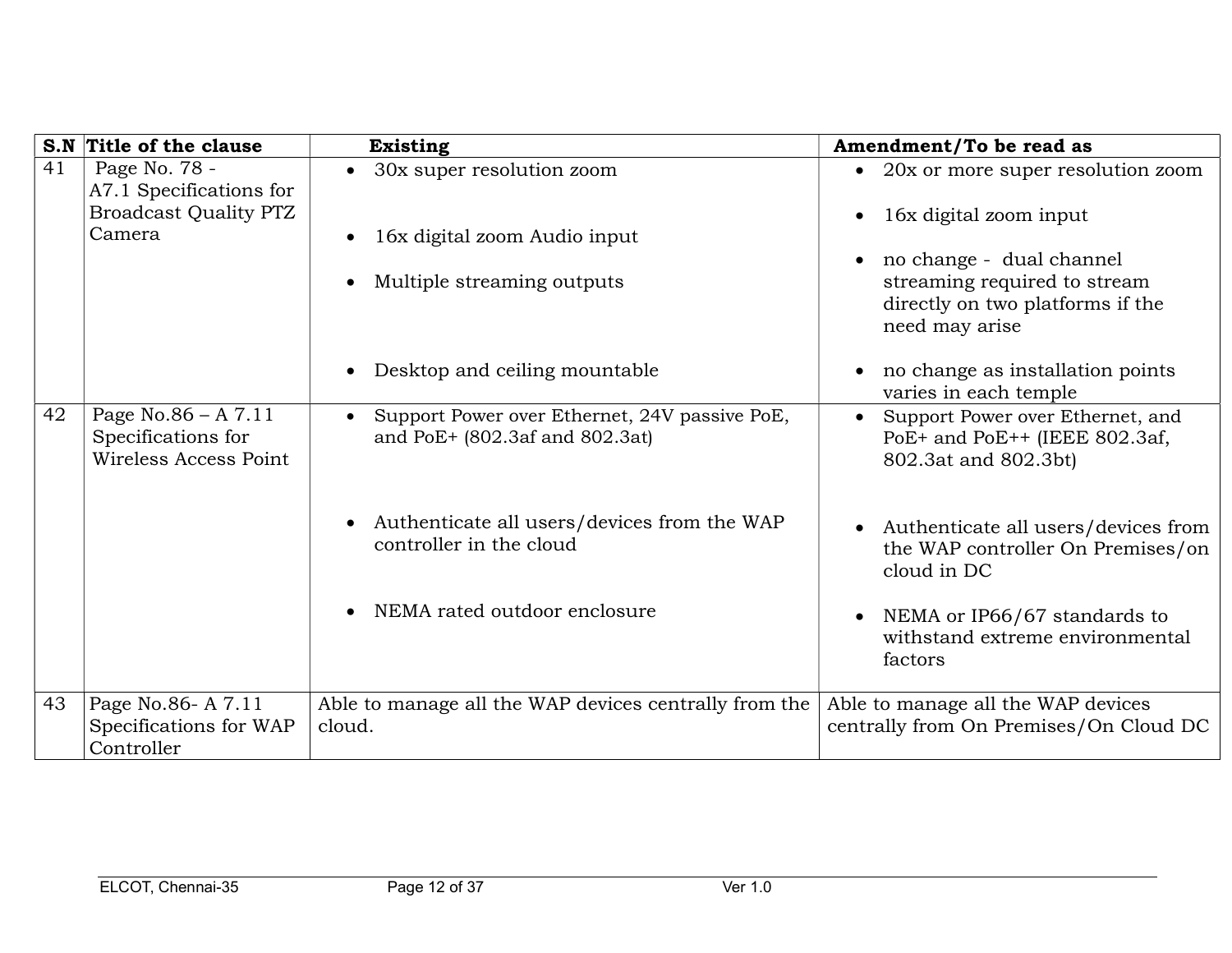| S.N | Title of the clause | Existing | Amendment/To be read as |
|---|---|---|---|
| 41 | Page No. 78 - A7.1 Specifications for Broadcast Quality PTZ Camera | • 30x super resolution zoom<br>• 16x digital zoom Audio input<br>• Multiple streaming outputs<br>• Desktop and ceiling mountable | • 20x or more super resolution zoom<br>• 16x digital zoom input<br>• no change - dual channel streaming required to stream directly on two platforms if the need may arise<br>• no change as installation points varies in each temple |
| 42 | Page No.86 – A 7.11 Specifications for Wireless Access Point | • Support Power over Ethernet, 24V passive PoE, and PoE+ (802.3af and 802.3at)<br>• Authenticate all users/devices from the WAP controller in the cloud<br>• NEMA rated outdoor enclosure | • Support Power over Ethernet, and PoE+ and PoE++ (IEEE 802.3af, 802.3at and 802.3bt)<br>• Authenticate all users/devices from the WAP controller On Premises/on cloud in DC<br>• NEMA or IP66/67 standards to withstand extreme environmental factors |
| 43 | Page No.86- A 7.11 Specifications for WAP Controller | Able to manage all the WAP devices centrally from the cloud. | Able to manage all the WAP devices centrally from On Premises/On Cloud DC |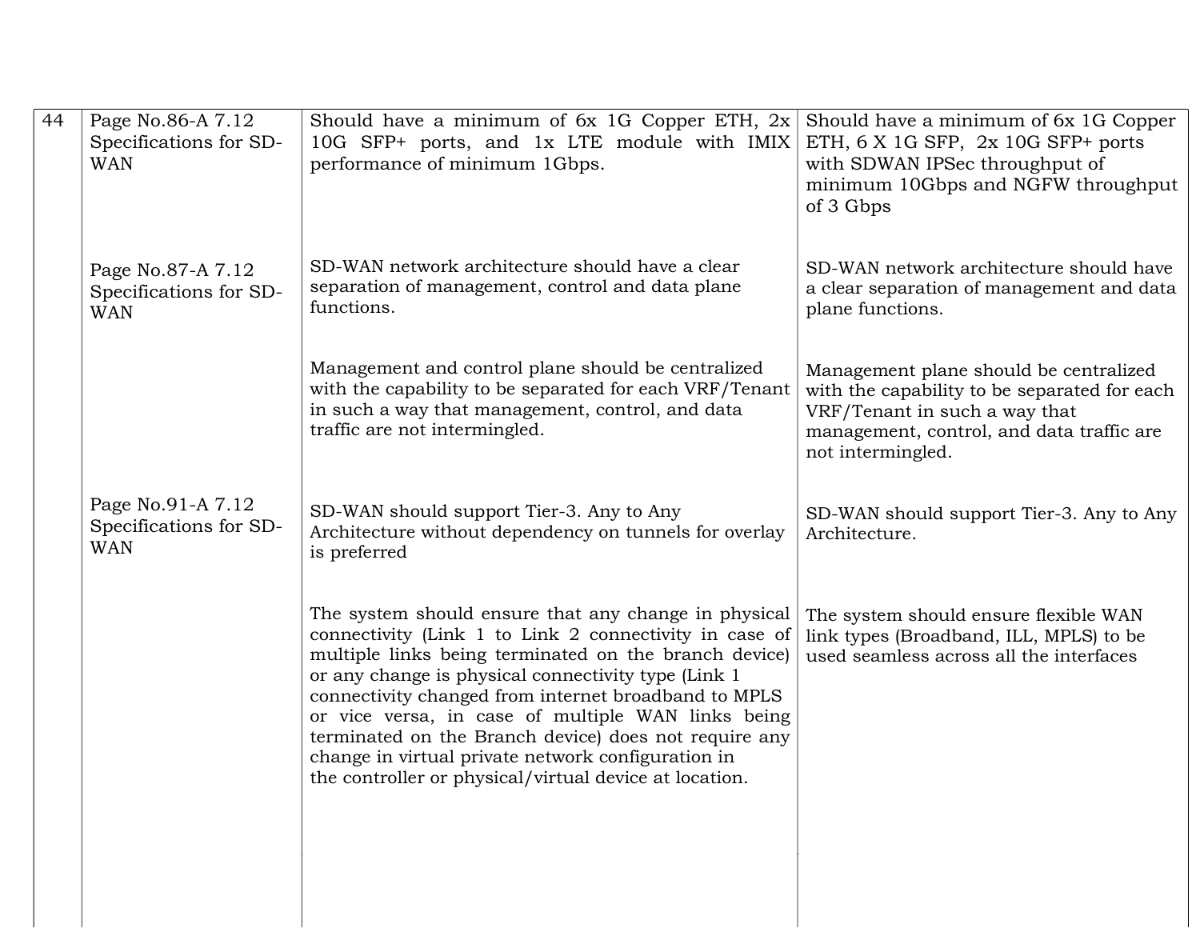| 44 | Page No.86-A 7.12 Specifications for SD-WAN | Should have a minimum of 6x 1G Copper ETH, 2x 10G SFP+ ports, and 1x LTE module with IMIX performance of minimum 1Gbps. | Should have a minimum of 6x 1G Copper ETH, 6 X 1G SFP, 2x 10G SFP+ ports with SDWAN IPSec throughput of minimum 10Gbps and NGFW throughput of 3 Gbps |
|---|---|---|---|
| | Page No.87-A 7.12 Specifications for SD-WAN | SD-WAN network architecture should have a clear separation of management, control and data plane functions. | SD-WAN network architecture should have a clear separation of management and data plane functions. |
| | | Management and control plane should be centralized with the capability to be separated for each VRF/Tenant in such a way that management, control, and data traffic are not intermingled. | Management plane should be centralized with the capability to be separated for each VRF/Tenant in such a way that management, control, and data traffic are not intermingled. |
| | Page No.91-A 7.12 Specifications for SD-WAN | SD-WAN should support Tier-3. Any to Any Architecture without dependency on tunnels for overlay is preferred | SD-WAN should support Tier-3. Any to Any Architecture. |
| | | The system should ensure that any change in physical connectivity (Link 1 to Link 2 connectivity in case of multiple links being terminated on the branch device) or any change is physical connectivity type (Link 1 connectivity changed from internet broadband to MPLS or vice versa, in case of multiple WAN links being terminated on the Branch device) does not require any change in virtual private network configuration in the controller or physical/virtual device at location. | The system should ensure flexible WAN link types (Broadband, ILL, MPLS) to be used seamless across all the interfaces |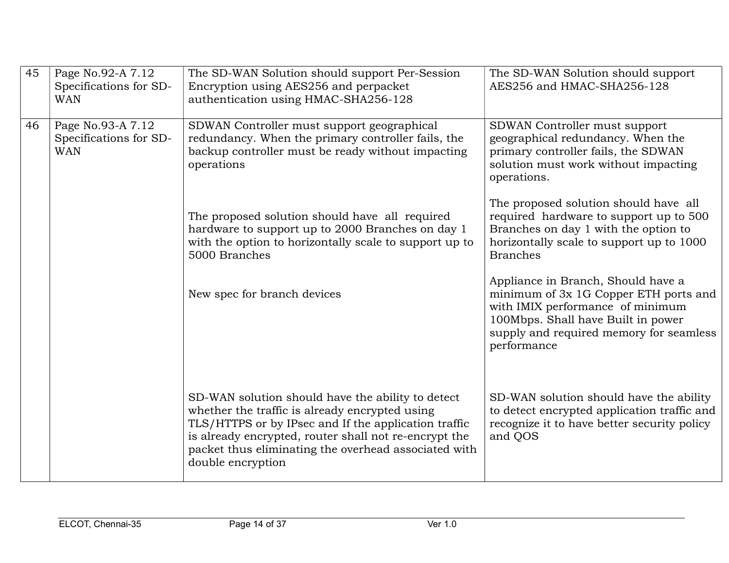| 45 | Page No.92-A 7.12 Specifications for SD-WAN | The SD-WAN Solution should support Per-Session Encryption using AES256 and perpacket authentication using HMAC-SHA256-128 | The SD-WAN Solution should support AES256 and HMAC-SHA256-128 |
|---|---|---|---|
| 46 | Page No.93-A 7.12 Specifications for SD-WAN | SDWAN Controller must support geographical redundancy. When the primary controller fails, the backup controller must be ready without impacting operations | SDWAN Controller must support geographical redundancy. When the primary controller fails, the SDWAN solution must work without impacting operations. |
| | | The proposed solution should have all required hardware to support up to 2000 Branches on day 1 with the option to horizontally scale to support up to 5000 Branches | The proposed solution should have all required hardware to support up to 500 Branches on day 1 with the option to horizontally scale to support up to 1000 Branches |
| | | New spec for branch devices | Appliance in Branch, Should have a minimum of 3x 1G Copper ETH ports and with IMIX performance of minimum 100Mbps. Shall have Built in power supply and required memory for seamless performance |
| | | SD-WAN solution should have the ability to detect whether the traffic is already encrypted using TLS/HTTPS or by IPsec and If the application traffic is already encrypted, router shall not re-encrypt the packet thus eliminating the overhead associated with double encryption | SD-WAN solution should have the ability to detect encrypted application traffic and recognize it to have better security policy and QOS |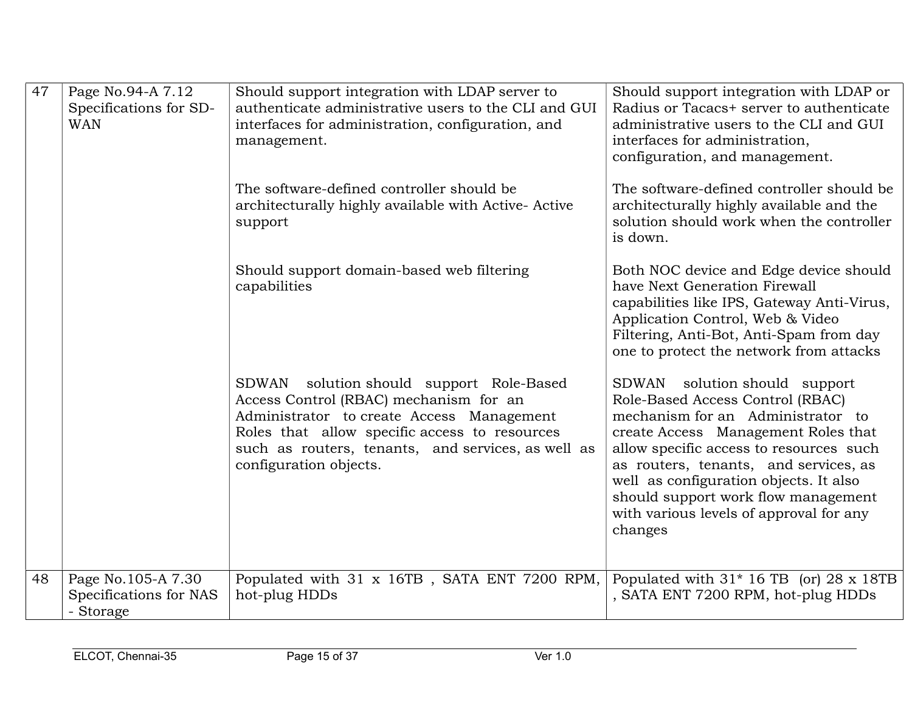| | | | |
|---|---|---|---|
| 47 | Page No.94-A 7.12 Specifications for SD-WAN | Should support integration with LDAP server to authenticate administrative users to the CLI and GUI interfaces for administration, configuration, and management. | Should support integration with LDAP or Radius or Tacacs+ server to authenticate administrative users to the CLI and GUI interfaces for administration, configuration, and management. |
| | | The software-defined controller should be architecturally highly available with Active- Active support | The software-defined controller should be architecturally highly available and the solution should work when the controller is down. |
| | | Should support domain-based web filtering capabilities | Both NOC device and Edge device should have Next Generation Firewall capabilities like IPS, Gateway Anti-Virus, Application Control, Web & Video Filtering, Anti-Bot, Anti-Spam from day one to protect the network from attacks |
| | | SDWAN solution should support Role-Based Access Control (RBAC) mechanism for an Administrator to create Access Management Roles that allow specific access to resources such as routers, tenants, and services, as well as configuration objects. | SDWAN solution should support Role-Based Access Control (RBAC) mechanism for an Administrator to create Access Management Roles that allow specific access to resources such as routers, tenants, and services, as well as configuration objects. It also should support work flow management with various levels of approval for any changes |
| 48 | Page No.105-A 7.30 Specifications for NAS - Storage | Populated with 31 x 16TB , SATA ENT 7200 RPM, hot-plug HDDs | Populated with 31* 16 TB (or) 28 x 18TB , SATA ENT 7200 RPM, hot-plug HDDs |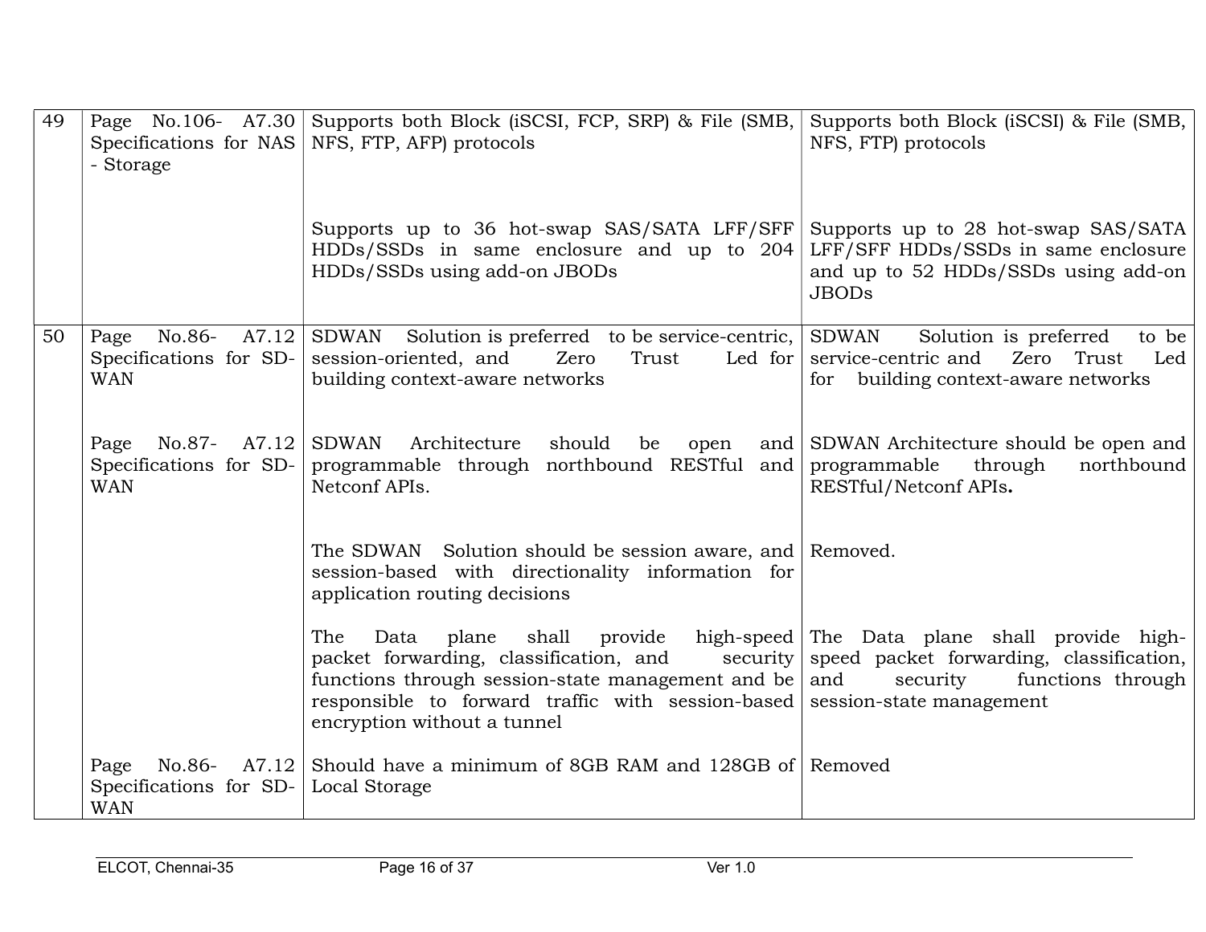| | | | |
|---|---|---|---|
| 49 | Page No.106- A7.30 Specifications for NAS - Storage | Supports both Block (iSCSI, FCP, SRP) & File (SMB, NFS, FTP, AFP) protocols | Supports both Block (iSCSI) & File (SMB, NFS, FTP) protocols |
| | | Supports up to 36 hot-swap SAS/SATA LFF/SFF HDDs/SSDs in same enclosure and up to 204 HDDs/SSDs using add-on JBODs | Supports up to 28 hot-swap SAS/SATA LFF/SFF HDDs/SSDs in same enclosure and up to 52 HDDs/SSDs using add-on JBODs |
| 50 | Page No.86- A7.12 Specifications for SD-WAN | SDWAN Solution is preferred to be service-centric, session-oriented, and Zero Trust Led for building context-aware networks | SDWAN Solution is preferred to be service-centric and Zero Trust Led for building context-aware networks |
| | Page No.87- A7.12 Specifications for SD-WAN | SDWAN Architecture should be open and programmable through northbound RESTful and Netconf APIs. | SDWAN Architecture should be open and programmable through northbound RESTful/Netconf APIs**.** |
| | | The SDWAN Solution should be session aware, and session-based with directionality information for application routing decisions | Removed. |
| | | The Data plane shall provide high-speed packet forwarding, classification, and security functions through session-state management and be responsible to forward traffic with session-based encryption without a tunnel | The Data plane shall provide high-speed packet forwarding, classification, and security functions through session-state management |
| | Page No.86- A7.12 Specifications for SD-WAN | Should have a minimum of 8GB RAM and 128GB of Local Storage | Removed |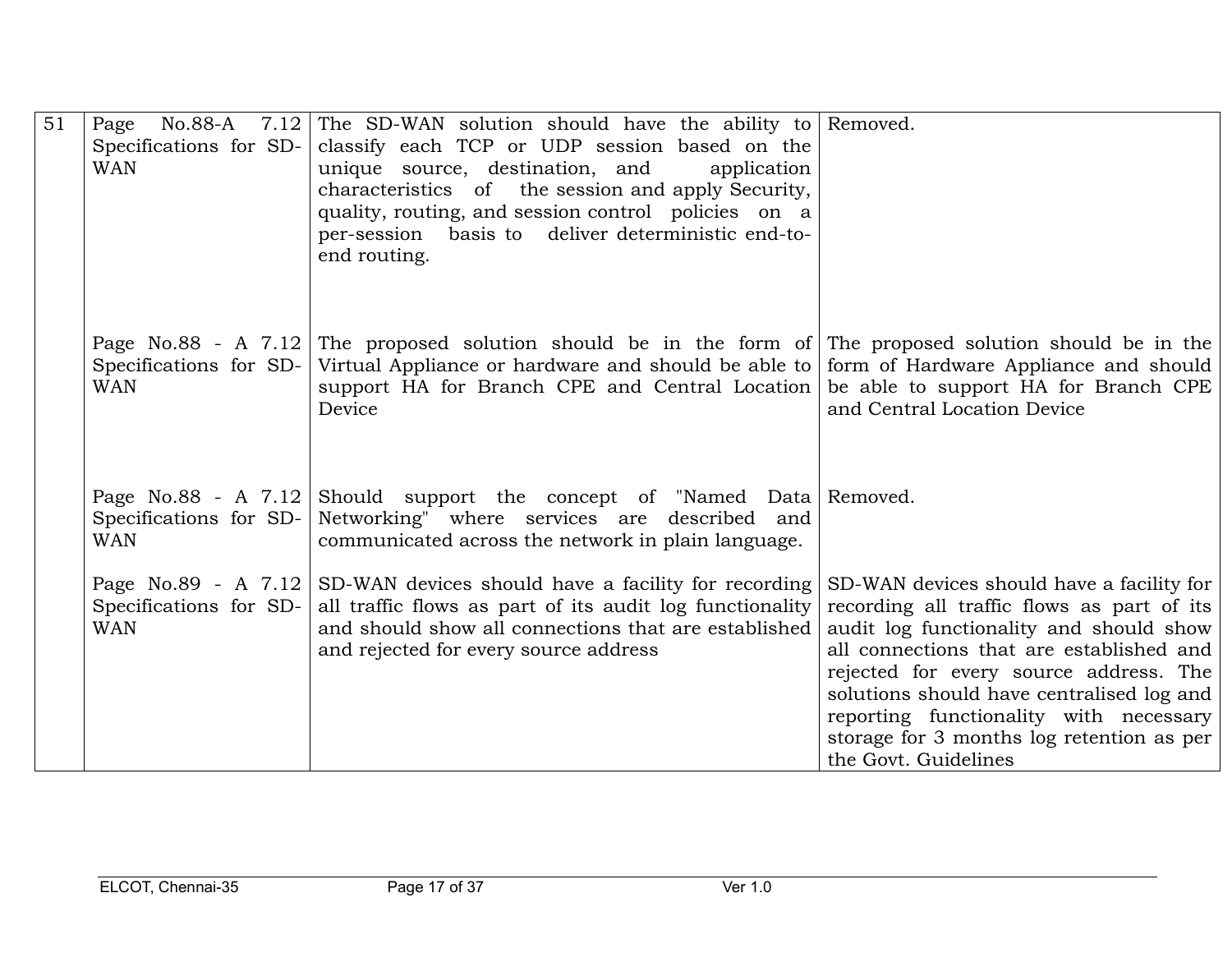| 51 | Page No.88-A 7.12 Specifications for SD-WAN | The SD-WAN solution should have the ability to classify each TCP or UDP session based on the unique source, destination, and application characteristics of the session and apply Security, quality, routing, and session control policies on a per-session basis to deliver deterministic end-to-end routing. | Removed. |
|---|---|---|---|
| | Page No.88 - A 7.12 Specifications for SD-WAN | The proposed solution should be in the form of Virtual Appliance or hardware and should be able to support HA for Branch CPE and Central Location Device | The proposed solution should be in the form of Hardware Appliance and should be able to support HA for Branch CPE and Central Location Device |
| | Page No.88 - A 7.12 Specifications for SD-WAN | Should support the concept of "Named Data Networking" where services are described and communicated across the network in plain language. | Removed. |
| | Page No.89 - A 7.12 Specifications for SD-WAN | SD-WAN devices should have a facility for recording all traffic flows as part of its audit log functionality and should show all connections that are established and rejected for every source address | SD-WAN devices should have a facility for recording all traffic flows as part of its audit log functionality and should show all connections that are established and rejected for every source address. The solutions should have centralised log and reporting functionality with necessary storage for 3 months log retention as per the Govt. Guidelines |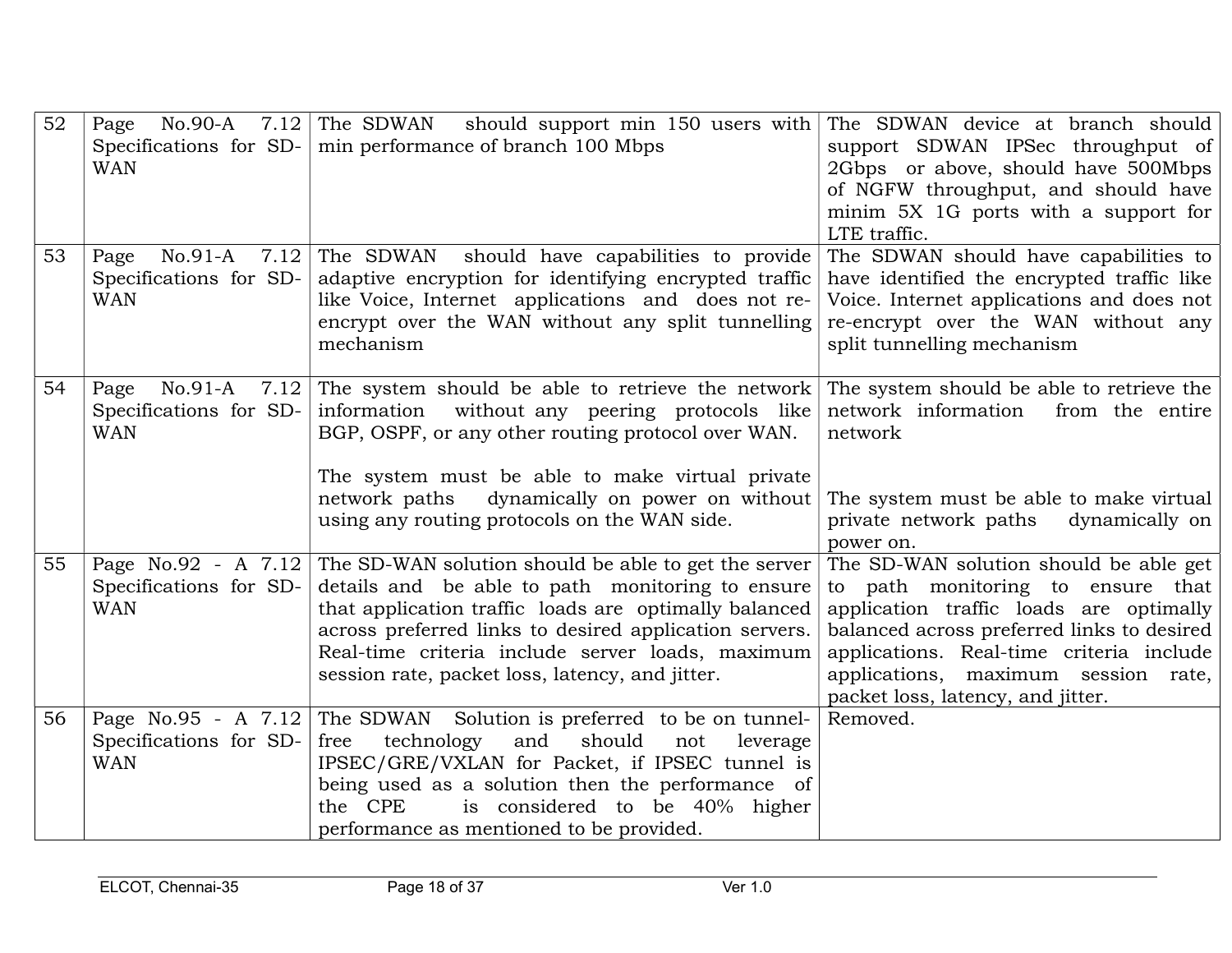| 52 | Page No.90-A 7.12 Specifications for SD-WAN | The SDWAN should support min 150 users with min performance of branch 100 Mbps | The SDWAN device at branch should support SDWAN IPSec throughput of 2Gbps or above, should have 500Mbps of NGFW throughput, and should have minim 5X 1G ports with a support for LTE traffic. |
|---|---|---|---|
| 53 | Page No.91-A 7.12 Specifications for SD-WAN | The SDWAN should have capabilities to provide adaptive encryption for identifying encrypted traffic like Voice, Internet applications and does not re-encrypt over the WAN without any split tunnelling mechanism | The SDWAN should have capabilities to have identified the encrypted traffic like Voice. Internet applications and does not re-encrypt over the WAN without any split tunnelling mechanism |
| 54 | Page No.91-A 7.12 Specifications for SD-WAN | The system should be able to retrieve the network information without any peering protocols like BGP, OSPF, or any other routing protocol over WAN.<br><br>The system must be able to make virtual private network paths dynamically on power on without using any routing protocols on the WAN side. | The system should be able to retrieve the network information from the entire network<br><br>The system must be able to make virtual private network paths dynamically on power on. |
| 55 | Page No.92 - A 7.12 Specifications for SD-WAN | The SD-WAN solution should be able to get the server details and be able to path monitoring to ensure that application traffic loads are optimally balanced across preferred links to desired application servers. Real-time criteria include server loads, maximum session rate, packet loss, latency, and jitter. | The SD-WAN solution should be able get to path monitoring to ensure that application traffic loads are optimally balanced across preferred links to desired applications. Real-time criteria include applications, maximum session rate, packet loss, latency, and jitter. |
| 56 | Page No.95 - A 7.12 Specifications for SD-WAN | The SDWAN Solution is preferred to be on tunnel-free technology and should not leverage IPSEC/GRE/VXLAN for Packet, if IPSEC tunnel is being used as a solution then the performance of the CPE is considered to be 40% higher performance as mentioned to be provided. | Removed. |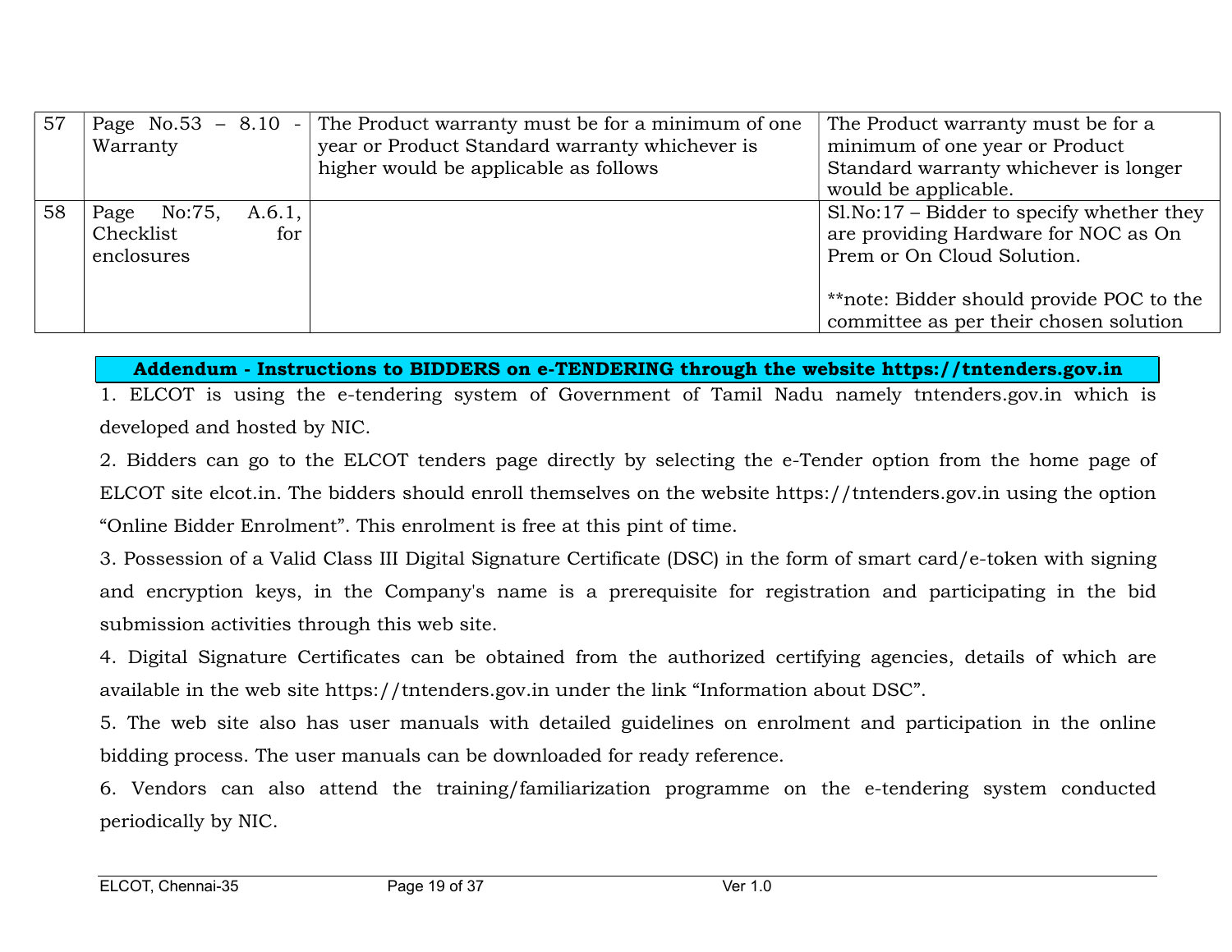| 57 | Page No.53 – 8.10 - Warranty | The Product warranty must be for a minimum of one year or Product Standard warranty whichever is higher would be applicable as follows | The Product warranty must be for a minimum of one year or Product Standard warranty whichever is longer would be applicable. |
|---|---|---|---|
| 58 | Page No:75, A.6.1, Checklist for enclosures | | Sl.No:17 – Bidder to specify whether they are providing Hardware for NOC as On Prem or On Cloud Solution.<br><br>**note: Bidder should provide POC to the committee as per their chosen solution |

**Addendum - Instructions to BIDDERS on e-TENDERING through the website https://tntenders.gov.in**

1. ELCOT is using the e-tendering system of Government of Tamil Nadu namely tntenders.gov.in which is developed and hosted by NIC.

2. Bidders can go to the ELCOT tenders page directly by selecting the e-Tender option from the home page of ELCOT site elcot.in. The bidders should enroll themselves on the website https://tntenders.gov.in using the option "Online Bidder Enrolment". This enrolment is free at this pint of time.

3. Possession of a Valid Class III Digital Signature Certificate (DSC) in the form of smart card/e-token with signing and encryption keys, in the Company's name is a prerequisite for registration and participating in the bid submission activities through this web site.

4. Digital Signature Certificates can be obtained from the authorized certifying agencies, details of which are available in the web site https://tntenders.gov.in under the link "Information about DSC".

5. The web site also has user manuals with detailed guidelines on enrolment and participation in the online bidding process. The user manuals can be downloaded for ready reference.

6. Vendors can also attend the training/familiarization programme on the e-tendering system conducted periodically by NIC.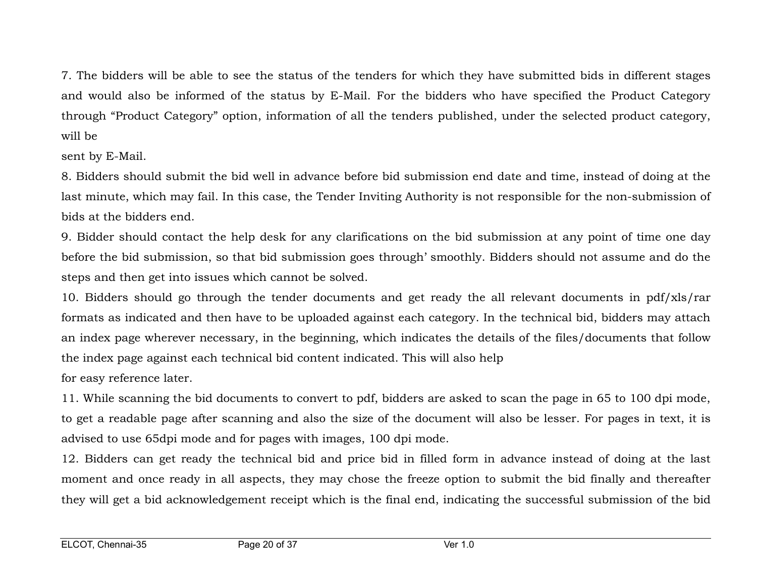7. The bidders will be able to see the status of the tenders for which they have submitted bids in different stages and would also be informed of the status by E-Mail. For the bidders who have specified the Product Category through “Product Category” option, information of all the tenders published, under the selected product category, will be sent by E-Mail.

8. Bidders should submit the bid well in advance before bid submission end date and time, instead of doing at the last minute, which may fail. In this case, the Tender Inviting Authority is not responsible for the non-submission of bids at the bidders end.

9. Bidder should contact the help desk for any clarifications on the bid submission at any point of time one day before the bid submission, so that bid submission goes through’ smoothly. Bidders should not assume and do the steps and then get into issues which cannot be solved.

10. Bidders should go through the tender documents and get ready the all relevant documents in pdf/xls/rar formats as indicated and then have to be uploaded against each category. In the technical bid, bidders may attach an index page wherever necessary, in the beginning, which indicates the details of the files/documents that follow the index page against each technical bid content indicated. This will also help for easy reference later.

11. While scanning the bid documents to convert to pdf, bidders are asked to scan the page in 65 to 100 dpi mode, to get a readable page after scanning and also the size of the document will also be lesser. For pages in text, it is advised to use 65dpi mode and for pages with images, 100 dpi mode.

12. Bidders can get ready the technical bid and price bid in filled form in advance instead of doing at the last moment and once ready in all aspects, they may chose the freeze option to submit the bid finally and thereafter they will get a bid acknowledgement receipt which is the final end, indicating the successful submission of the bid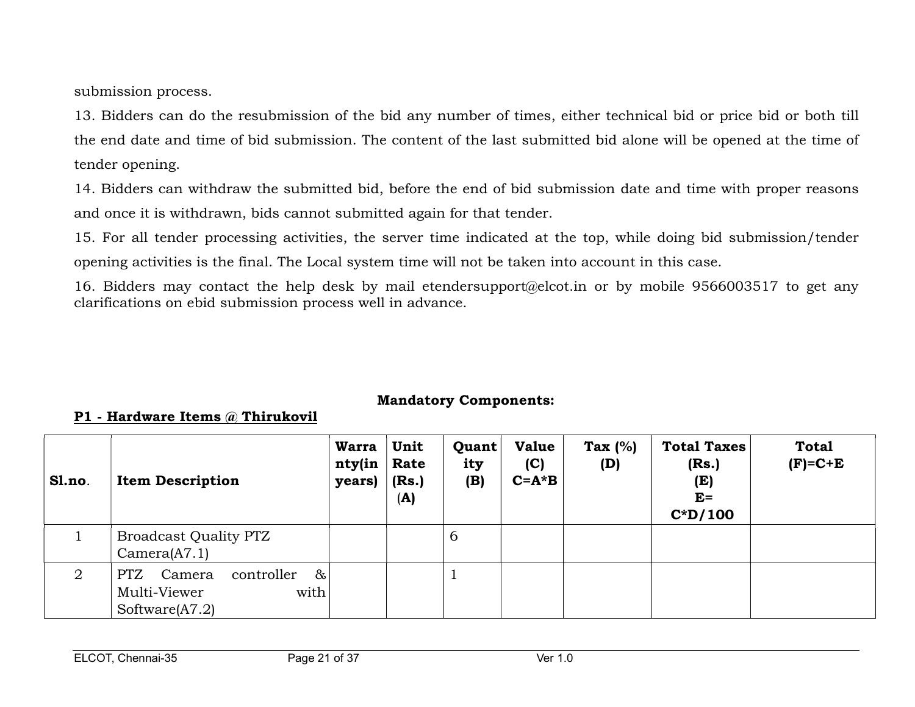submission process.

13. Bidders can do the resubmission of the bid any number of times, either technical bid or price bid or both till the end date and time of bid submission. The content of the last submitted bid alone will be opened at the time of tender opening.

14. Bidders can withdraw the submitted bid, before the end of bid submission date and time with proper reasons and once it is withdrawn, bids cannot submitted again for that tender.

15. For all tender processing activities, the server time indicated at the top, while doing bid submission/tender opening activities is the final. The Local system time will not be taken into account in this case.

16. Bidders may contact the help desk by mail etendersupport@elcot.in or by mobile 9566003517 to get any clarifications on ebid submission process well in advance.

**Mandatory Components:**

**P1 - Hardware Items @ Thirukovil**

| **Sl.no.** | **Item Description** | **Warranty(in years)** | **Unit Rate (Rs.) (A)** | **Quantity (B)** | **Value (C) C=A*B** | **Tax (%) (D)** | **Total Taxes (Rs.) (E) E= C*D/100** | **Total (F)=C+E** |
|---|---|---|---|---|---|---|---|---|
| 1 | Broadcast Quality PTZ Camera(A7.1) | | | 6 | | | | |
| 2 | PTZ Camera controller & Multi-Viewer with Software(A7.2) | | | 1 | | | | |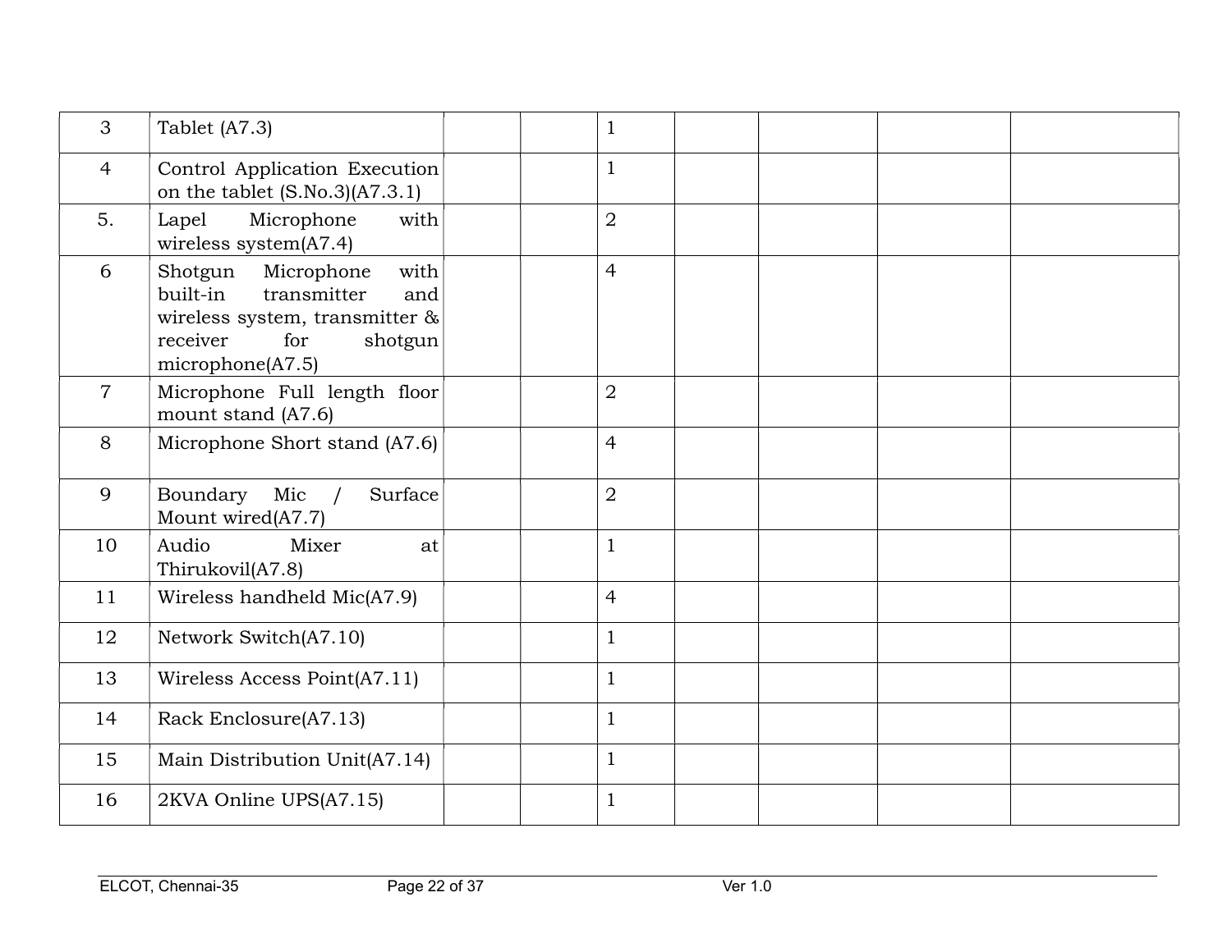| | | | | | | | | |
|---|---|---|---|---|---|---|---|---|
| 3 | Tablet (A7.3) | | | 1 | | | | |
| 4 | Control Application Execution on the tablet (S.No.3)(A7.3.1) | | | 1 | | | | |
| 5. | Lapel Microphone with wireless system(A7.4) | | | 2 | | | | |
| 6 | Shotgun Microphone with built-in transmitter and wireless system, transmitter & receiver for shotgun microphone(A7.5) | | | 4 | | | | |
| 7 | Microphone Full length floor mount stand (A7.6) | | | 2 | | | | |
| 8 | Microphone Short stand (A7.6) | | | 4 | | | | |
| 9 | Boundary Mic / Surface Mount wired(A7.7) | | | 2 | | | | |
| 10 | Audio Mixer at Thirukovil(A7.8) | | | 1 | | | | |
| 11 | Wireless handheld Mic(A7.9) | | | 4 | | | | |
| 12 | Network Switch(A7.10) | | | 1 | | | | |
| 13 | Wireless Access Point(A7.11) | | | 1 | | | | |
| 14 | Rack Enclosure(A7.13) | | | 1 | | | | |
| 15 | Main Distribution Unit(A7.14) | | | 1 | | | | |
| 16 | 2KVA Online UPS(A7.15) | | | 1 | | | | |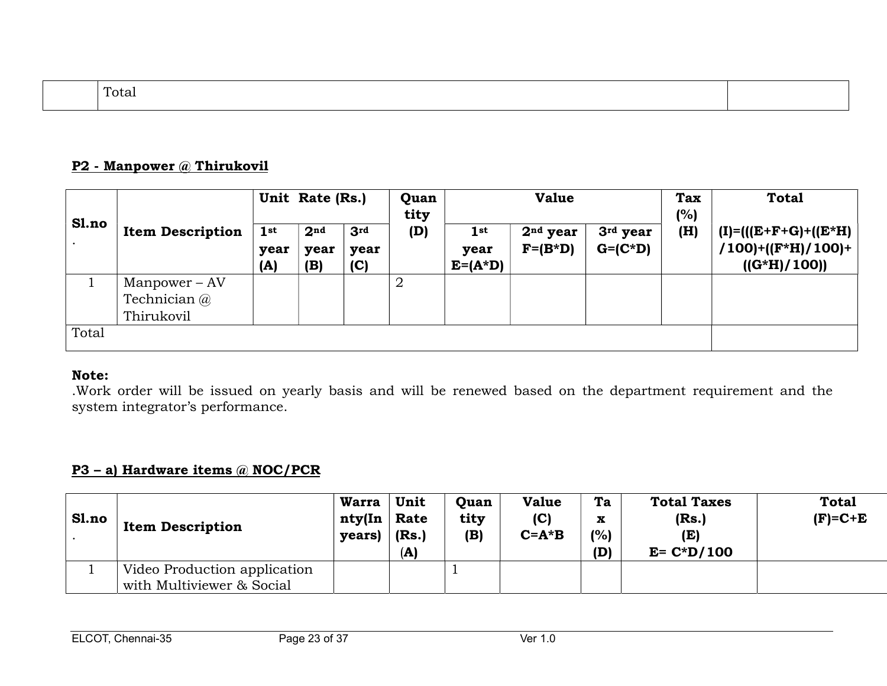| | Total | |
|---|---|---|

**P2 - Manpower @ Thirukovil**

| Sl.no. | Item Description | Unit Rate (Rs.) | | | Quantity (D) | Value | | | Tax (%) (H) | Total |
|---|---|---|---|---|---|---|---|---|---|---|
| | | 1st year (A) | 2nd year (B) | 3rd year (C) | | 1st year E=(A*D) | 2nd year F=(B*D) | 3rd year G=(C*D) | | (I)=(((E+F+G)+((E*H)/100)+((F*H)/100)+((G*H)/100)) |
| 1 | Manpower – AV Technician @ Thirukovil | | | | 2 | | | | | |
| Total | | | | | | | | | | |

**Note:**
.Work order will be issued on yearly basis and will be renewed based on the department requirement and the system integrator's performance.

**P3 – a) Hardware items @ NOC/PCR**

| Sl.no. | Item Description | Warranty(In years) | Unit Rate (Rs.) (A) | Quantity (B) | Value (C) C=A*B | Tax (%) (D) | Total Taxes (Rs.) (E) E= C*D/100 | Total (F)=C+E |
|---|---|---|---|---|---|---|---|---|
| 1 | Video Production application with Multiviewer & Social | | | 1 | | | | |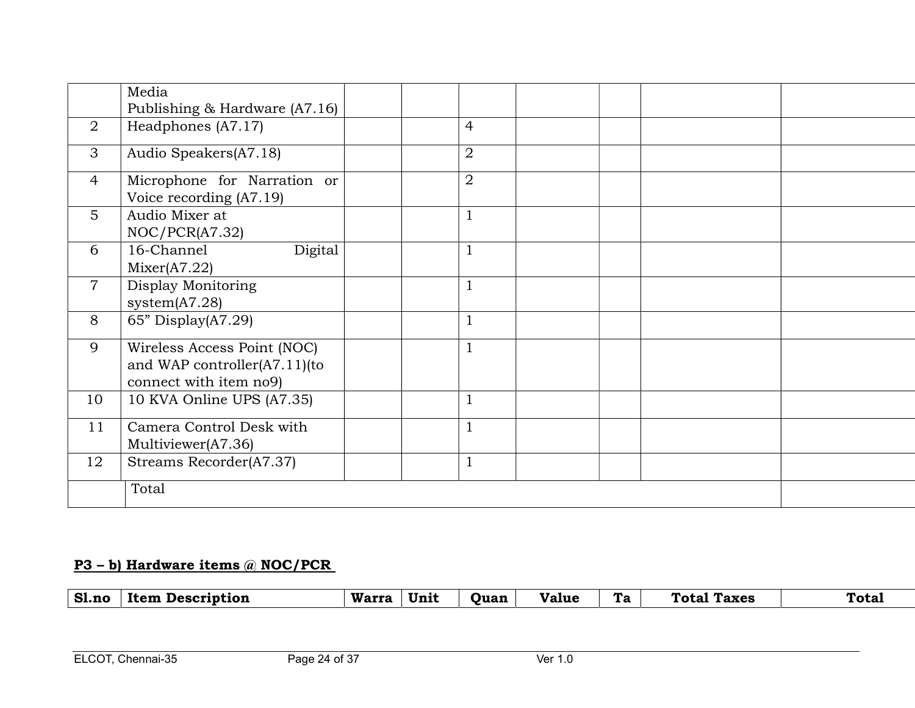| | | | | | | | | |
|---|---|---|---|---|---|---|---|---|
| | Media Publishing & Hardware (A7.16) | | | | | | | |
| 2 | Headphones (A7.17) | | | 4 | | | | |
| 3 | Audio Speakers(A7.18) | | | 2 | | | | |
| 4 | Microphone for Narration or Voice recording (A7.19) | | | 2 | | | | |
| 5 | Audio Mixer at NOC/PCR(A7.32) | | | 1 | | | | |
| 6 | 16-Channel Digital Mixer(A7.22) | | | 1 | | | | |
| 7 | Display Monitoring system(A7.28) | | | 1 | | | | |
| 8 | 65" Display(A7.29) | | | 1 | | | | |
| 9 | Wireless Access Point (NOC) and WAP controller(A7.11)(to connect with item no9) | | | 1 | | | | |
| 10 | 10 KVA Online UPS (A7.35) | | | 1 | | | | |
| 11 | Camera Control Desk with Multiviewer(A7.36) | | | 1 | | | | |
| 12 | Streams Recorder(A7.37) | | | 1 | | | | |
| | Total | | | | | | | |

**P3 – b) Hardware items @ NOC/PCR**

| Sl.no | Item Description | Warra | Unit | Quan | Value | Ta | Total Taxes | Total |
|---|---|---|---|---|---|---|---|---|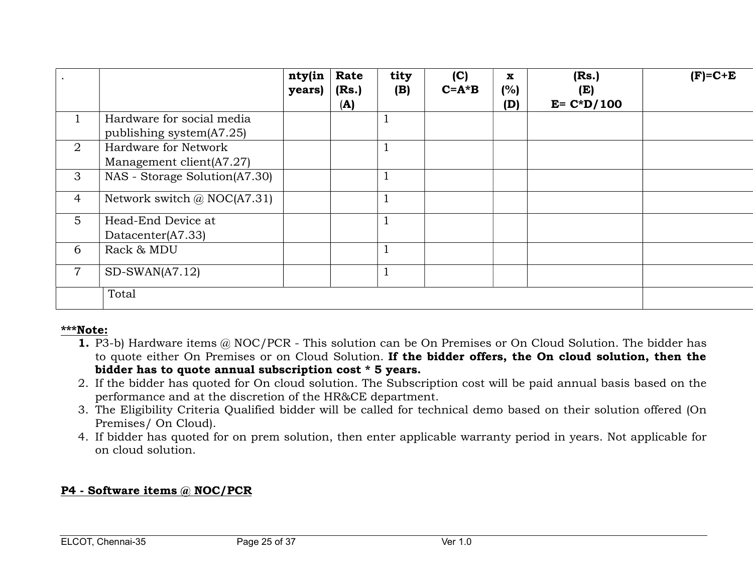| . | | nty(in years) | Rate (Rs.) (A) | tity (B) | (C) C=A*B | x (%) (D) | (Rs.) (E) E= C*D/100 | (F)=C+E |
|---|---|---|---|---|---|---|---|---|
| 1 | Hardware for social media publishing system(A7.25) | | | 1 | | | | |
| 2 | Hardware for Network Management client(A7.27) | | | 1 | | | | |
| 3 | NAS - Storage Solution(A7.30) | | | 1 | | | | |
| 4 | Network switch @ NOC(A7.31) | | | 1 | | | | |
| 5 | Head-End Device at Datacenter(A7.33) | | | 1 | | | | |
| 6 | Rack & MDU | | | 1 | | | | |
| 7 | SD-SWAN(A7.12) | | | 1 | | | | |
| | Total | | | | | | | |

***<u>**Note:**</u>**

1. P3-b) Hardware items @ NOC/PCR - This solution can be On Premises or On Cloud Solution. The bidder has to quote either On Premises or on Cloud Solution. **If the bidder offers, the On cloud solution, then the bidder has to quote annual subscription cost * 5 years.**
2. If the bidder has quoted for On cloud solution. The Subscription cost will be paid annual basis based on the performance and at the discretion of the HR&CE department.
3. The Eligibility Criteria Qualified bidder will be called for technical demo based on their solution offered (On Premises/ On Cloud).
4. If bidder has quoted for on prem solution, then enter applicable warranty period in years. Not applicable for on cloud solution.

**<u>P4 - Software items @ NOC/PCR</u>**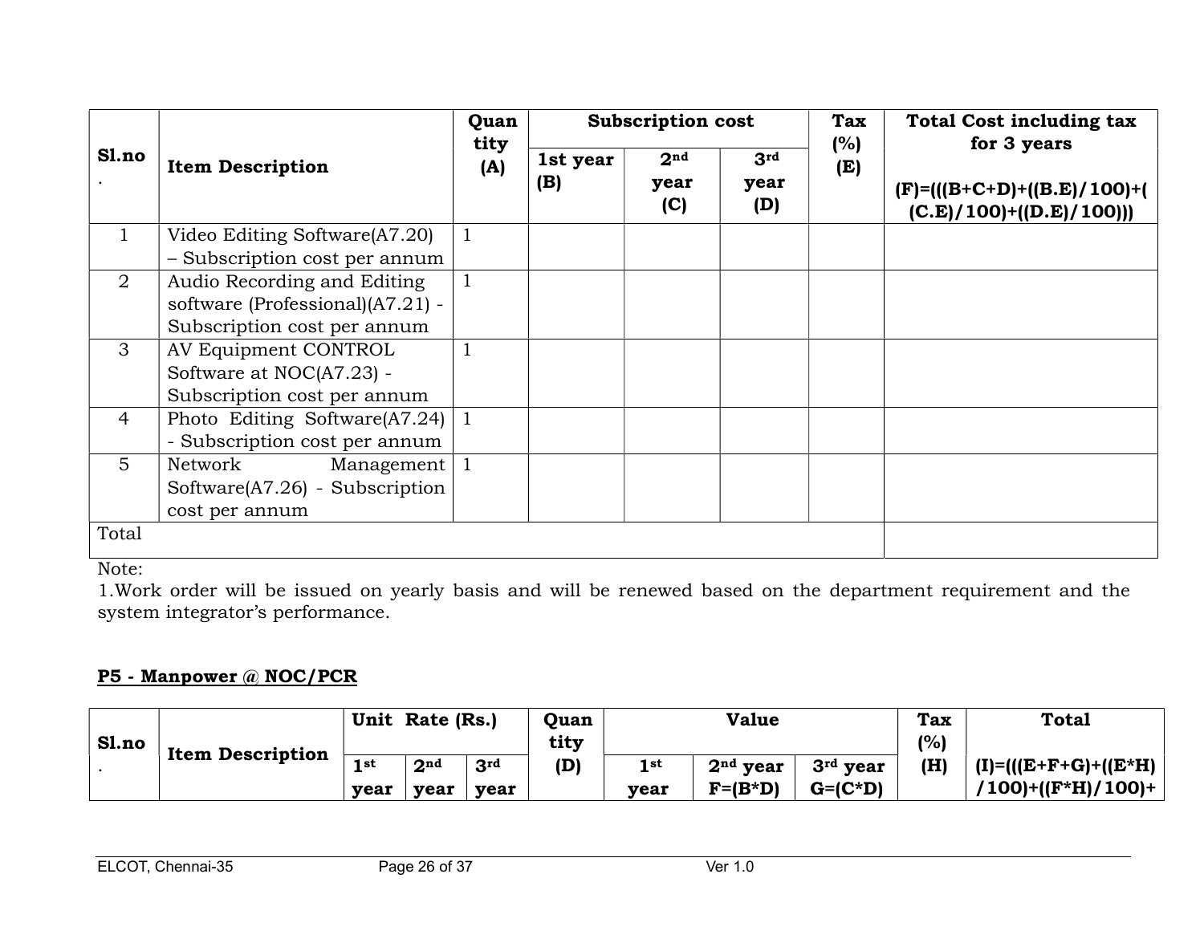| Sl.no. | Item Description | Quantity (A) | Subscription cost | | | Tax (%) (E) | Total Cost including tax for 3 years (F)=(((B+C+D)+((B.E)/100)+((C.E)/100)+((D.E)/100))) |
|---|---|---|---|---|---|---|---|
| | | | 1st year (B) | 2nd year (C) | 3rd year (D) | | |
| 1 | Video Editing Software(A7.20) – Subscription cost per annum | 1 | | | | | |
| 2 | Audio Recording and Editing software (Professional)(A7.21) - Subscription cost per annum | 1 | | | | | |
| 3 | AV Equipment CONTROL Software at NOC(A7.23) - Subscription cost per annum | 1 | | | | | |
| 4 | Photo Editing Software(A7.24) - Subscription cost per annum | 1 | | | | | |
| 5 | Network Management Software(A7.26) - Subscription cost per annum | 1 | | | | | |
| Total | | | | | | | |

Note:

1.Work order will be issued on yearly basis and will be renewed based on the department requirement and the system integrator's performance.

**P5 - Manpower @ NOC/PCR**

| Sl.no. | Item Description | Unit Rate (Rs.) | | | Quantity (D) | Value | | | Tax (%) (H) | Total |
|---|---|---|---|---|---|---|---|---|---|---|
| | | 1st year | 2nd year | 3rd year | | 1st year | 2nd year F=(B*D) | 3rd year G=(C*D) | | (I)=(((E+F+G)+((E*H)/100)+((F*H)/100)+ |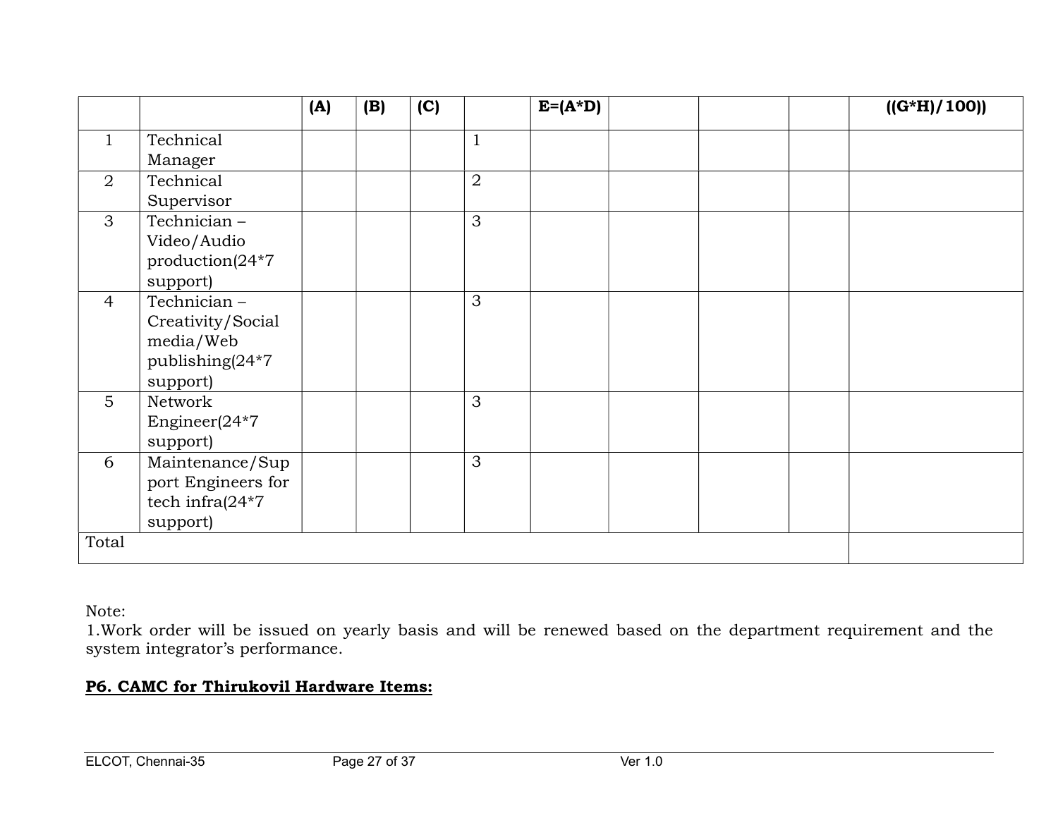| | | (A) | (B) | (C) | | E=(A*D) | | | | ((G*H)/100)) |
|---|---|---|---|---|---|---|---|---|---|---|
| 1 | Technical Manager | | | | 1 | | | | | |
| 2 | Technical Supervisor | | | | 2 | | | | | |
| 3 | Technician – Video/Audio production(24*7 support) | | | | 3 | | | | | |
| 4 | Technician – Creativity/Social media/Web publishing(24*7 support) | | | | 3 | | | | | |
| 5 | Network Engineer(24*7 support) | | | | 3 | | | | | |
| 6 | Maintenance/Support Engineers for tech infra(24*7 support) | | | | 3 | | | | | |
| Total | | | | | | | | | | |

Note:
1.Work order will be issued on yearly basis and will be renewed based on the department requirement and the system integrator's performance.

**P6. CAMC for Thirukovil Hardware Items:**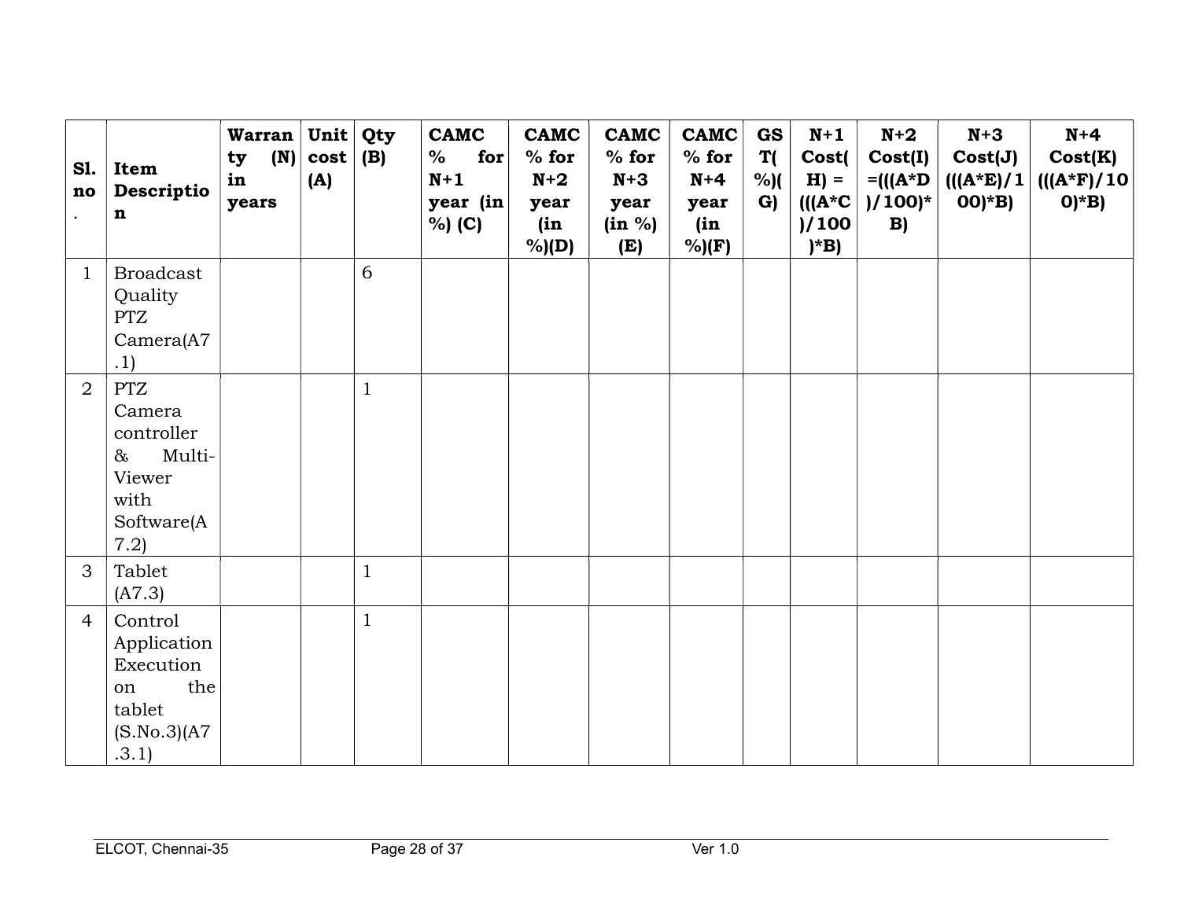| Sl. no. | Item Description | Warranty (N) in years | Unit cost (A) | Qty (B) | CAMC % for N+1 year (in %) (C) | CAMC % for N+2 year (in %)(D) | CAMC % for N+3 year (in %) (E) | CAMC % for N+4 year (in %)(F) | GST(%)(G) | N+1 Cost(H) = (((A*C)/100)*B) | N+2 Cost(I) =(((A*D)/100)*B) | N+3 Cost(J) (((A*E)/100)*B) | N+4 Cost(K) (((A*F)/100)*B) |
|---|---|---|---|---|---|---|---|---|---|---|---|---|---|
| 1 | Broadcast Quality PTZ Camera(A7.1) | | | 6 | | | | | | | | | |
| 2 | PTZ Camera controller & Multi-Viewer with Software(A7.2) | | | 1 | | | | | | | | | |
| 3 | Tablet (A7.3) | | | 1 | | | | | | | | | |
| 4 | Control Application Execution on the tablet (S.No.3)(A7.3.1) | | | 1 | | | | | | | | | |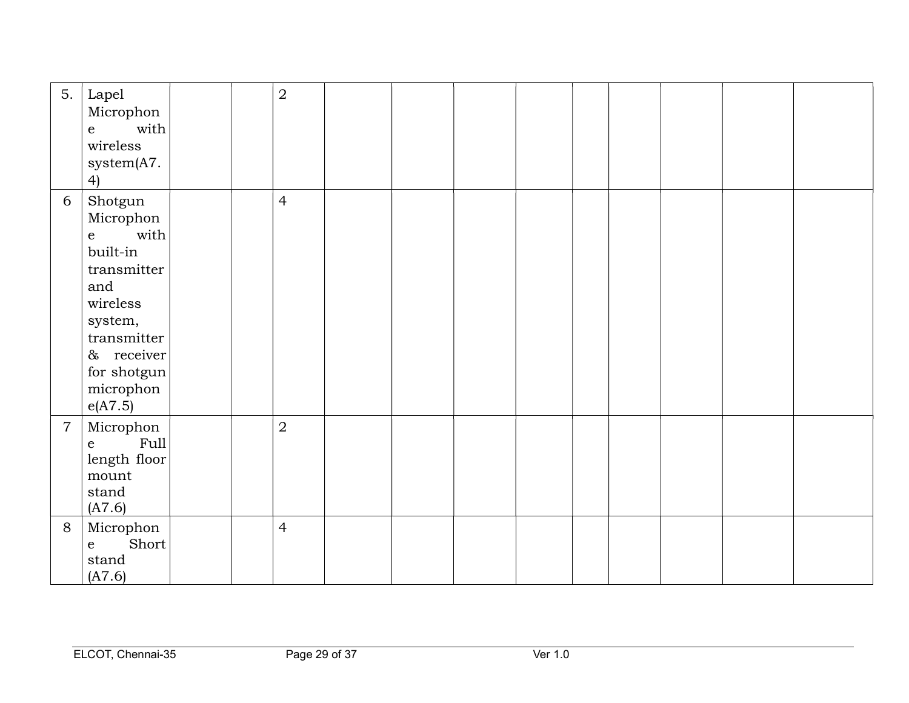| | | | | | | | | | | | | | |
|---|---|---|---|---|---|---|---|---|---|---|---|---|---|
| 5. | Lapel Microphone with wireless system(A7.4) | | | 2 | | | | | | | | | |
| 6 | Shotgun Microphone with built-in transmitter and wireless system, transmitter & receiver for shotgun microphone(A7.5) | | | 4 | | | | | | | | | |
| 7 | Microphone Full length floor mount stand (A7.6) | | | 2 | | | | | | | | | |
| 8 | Microphone Short stand (A7.6) | | | 4 | | | | | | | | | |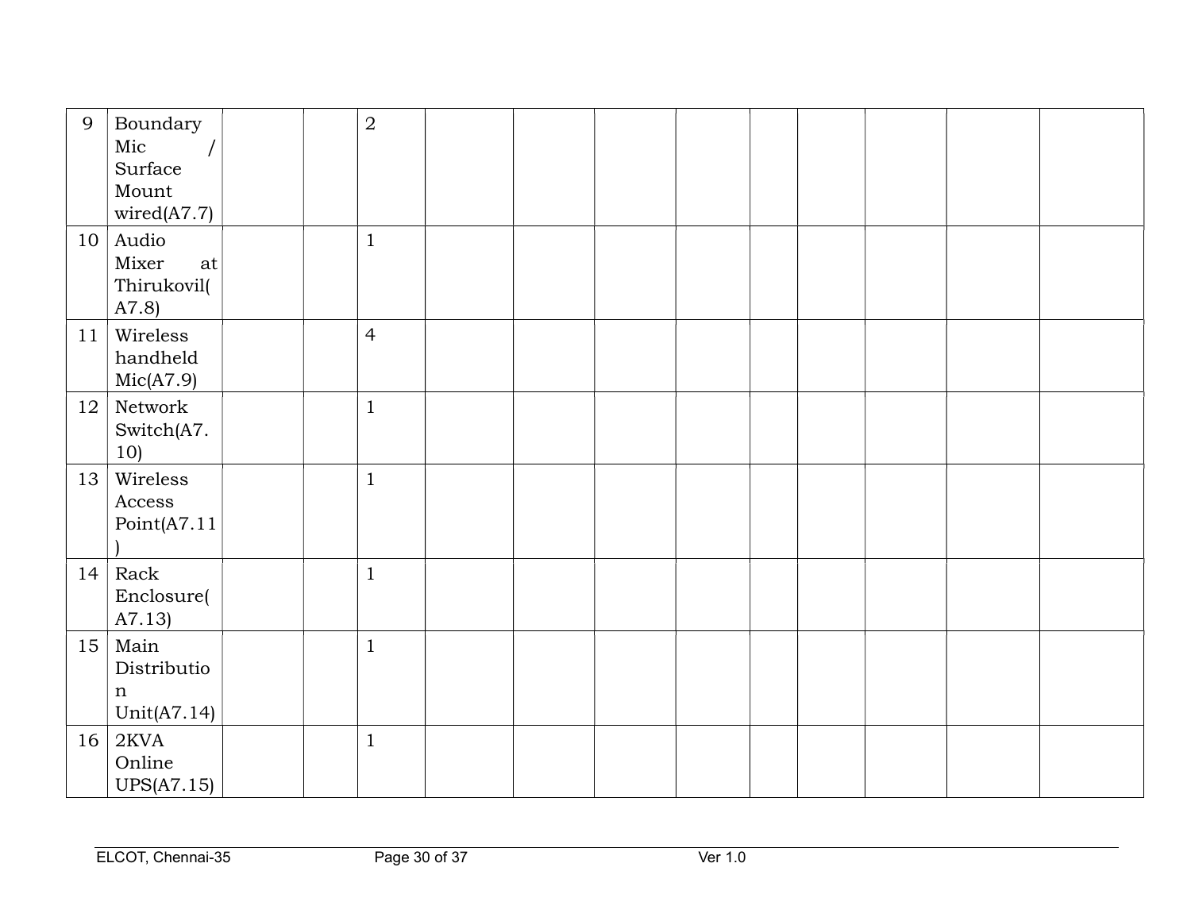| | | | | | | | | | | | | | |
|---|---|---|---|---|---|---|---|---|---|---|---|---|---|
| 9 | Boundary Mic / Surface Mount wired(A7.7) | | | 2 | | | | | | | | | |
| 10 | Audio Mixer at Thirukovil(A7.8) | | | 1 | | | | | | | | | |
| 11 | Wireless handheld Mic(A7.9) | | | 4 | | | | | | | | | |
| 12 | Network Switch(A7.10) | | | 1 | | | | | | | | | |
| 13 | Wireless Access Point(A7.11) | | | 1 | | | | | | | | | |
| 14 | Rack Enclosure(A7.13) | | | 1 | | | | | | | | | |
| 15 | Main Distribution Unit(A7.14) | | | 1 | | | | | | | | | |
| 16 | 2KVA Online UPS(A7.15) | | | 1 | | | | | | | | | |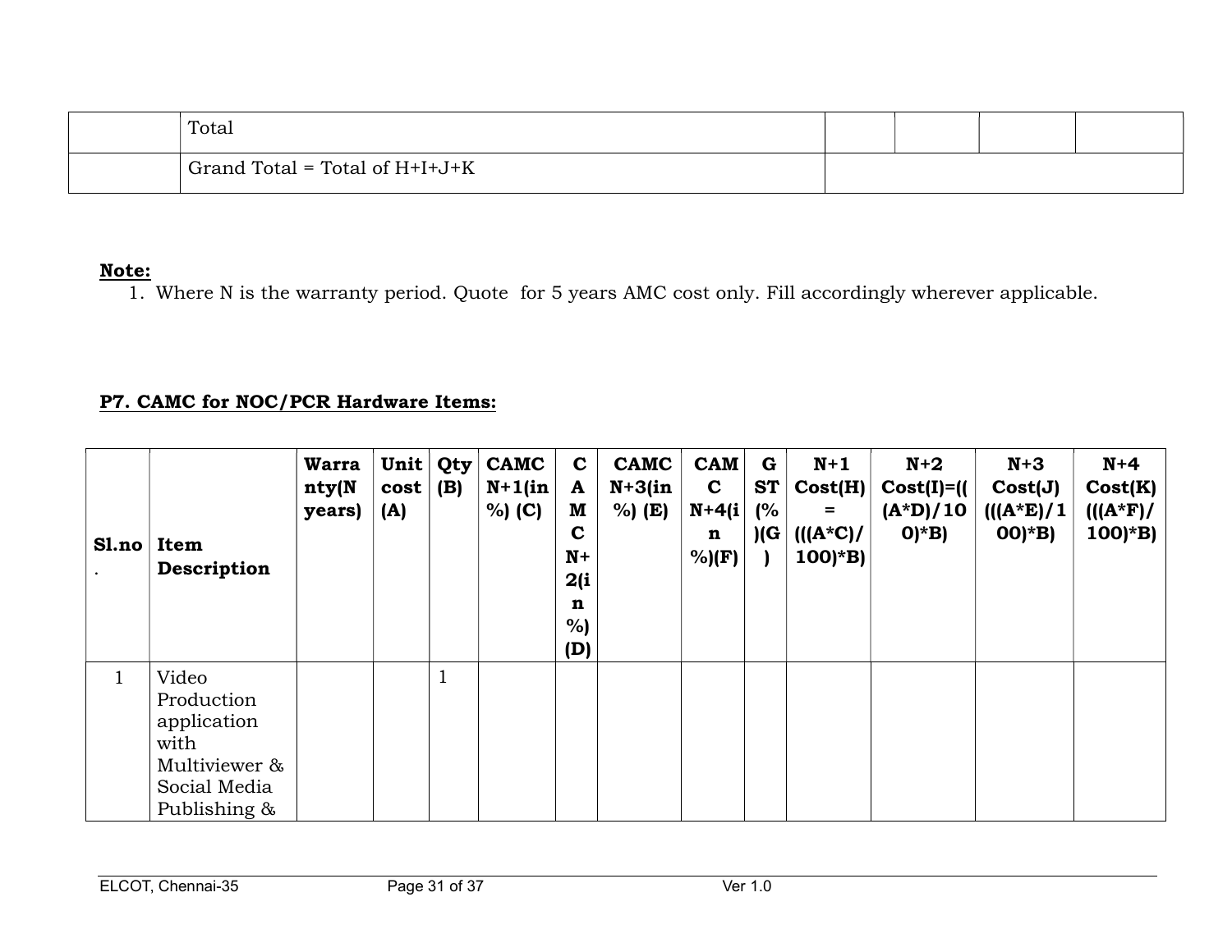| | Total | | | | |
|---|---|---|---|---|---|
| | Grand Total = Total of H+I+J+K | | | | |

**Note:**

1. Where N is the warranty period. Quote for 5 years AMC cost only. Fill accordingly wherever applicable.

**P7. CAMC for NOC/PCR Hardware Items:**

| Sl.no. | Item Description | Warranty(N years) | Unit cost (A) | Qty (B) | CAMC N+1(in %) (C) | CAMC N+2(in %) (D) | CAMC N+3(in %) (E) | CAMC N+4(in %)(F) | GST (%)(G) | N+1 Cost(H) = (((A*C)/100)*B) | N+2 Cost(I)=(((A*D)/100)*B) | N+3 Cost(J) (((A*E)/100)*B) | N+4 Cost(K) (((A*F)/100)*B) |
|---|---|---|---|---|---|---|---|---|---|---|---|---|---|
| 1 | Video Production application with Multiviewer & Social Media Publishing & | | | 1 | | | | | | | | | |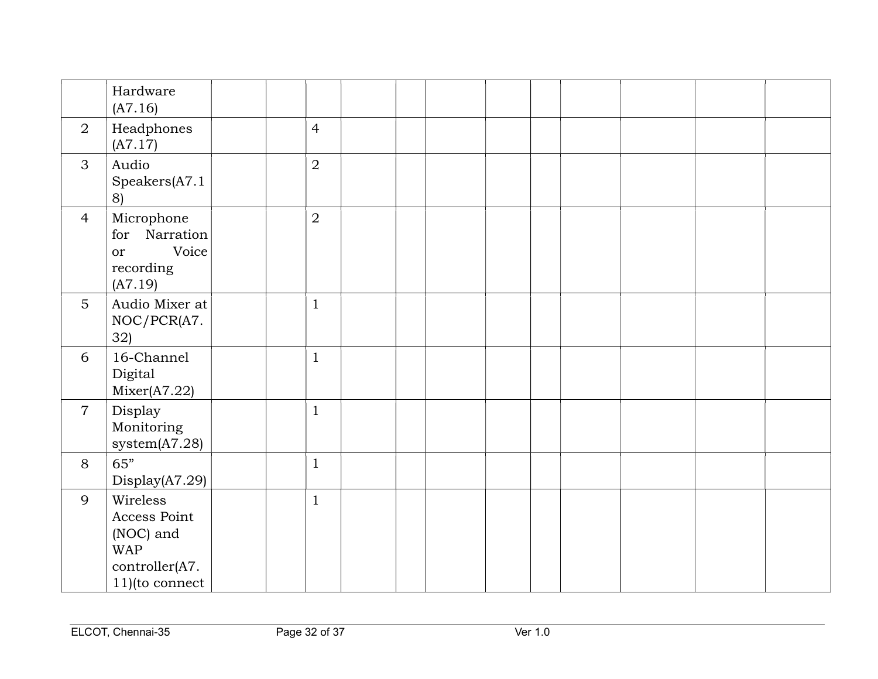| | | | | | | | | | | | | | |
|---|---|---|---|---|---|---|---|---|---|---|---|---|---|
| | Hardware (A7.16) | | | | | | | | | | | | |
| 2 | Headphones (A7.17) | | | 4 | | | | | | | | | |
| 3 | Audio Speakers(A7.18) | | | 2 | | | | | | | | | |
| 4 | Microphone for Narration or Voice recording (A7.19) | | | 2 | | | | | | | | | |
| 5 | Audio Mixer at NOC/PCR(A7.32) | | | 1 | | | | | | | | | |
| 6 | 16-Channel Digital Mixer(A7.22) | | | 1 | | | | | | | | | |
| 7 | Display Monitoring system(A7.28) | | | 1 | | | | | | | | | |
| 8 | 65” Display(A7.29) | | | 1 | | | | | | | | | |
| 9 | Wireless Access Point (NOC) and WAP controller(A7.11)(to connect | | | 1 | | | | | | | | | |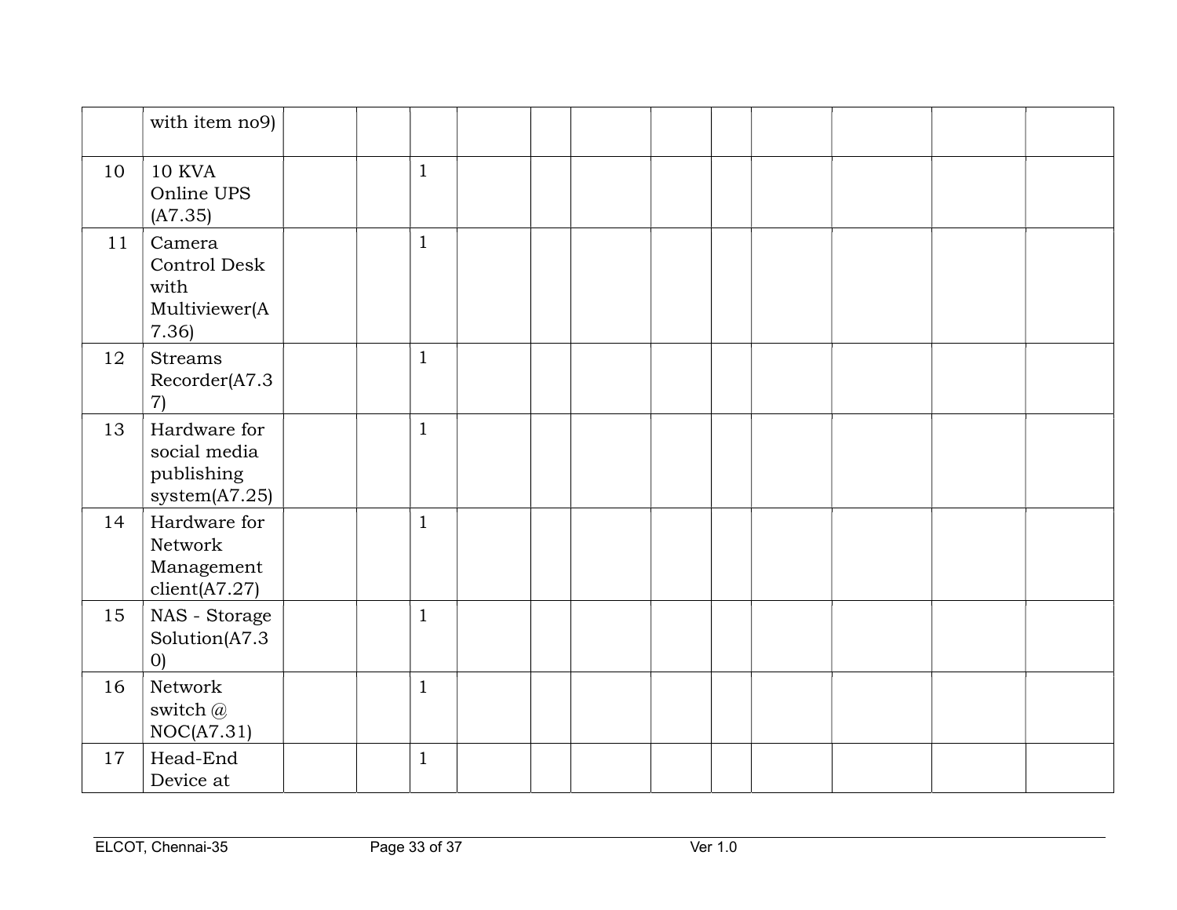| | | | | | | | | | | | | | |
|---|---|---|---|---|---|---|---|---|---|---|---|---|---|
| | with item no9) | | | | | | | | | | | | |
| 10 | 10 KVA Online UPS (A7.35) | | | 1 | | | | | | | | | |
| 11 | Camera Control Desk with Multiviewer(A 7.36) | | | 1 | | | | | | | | | |
| 12 | Streams Recorder(A7.3 7) | | | 1 | | | | | | | | | |
| 13 | Hardware for social media publishing system(A7.25) | | | 1 | | | | | | | | | |
| 14 | Hardware for Network Management client(A7.27) | | | 1 | | | | | | | | | |
| 15 | NAS - Storage Solution(A7.3 0) | | | 1 | | | | | | | | | |
| 16 | Network switch @ NOC(A7.31) | | | 1 | | | | | | | | | |
| 17 | Head-End Device at | | | 1 | | | | | | | | | |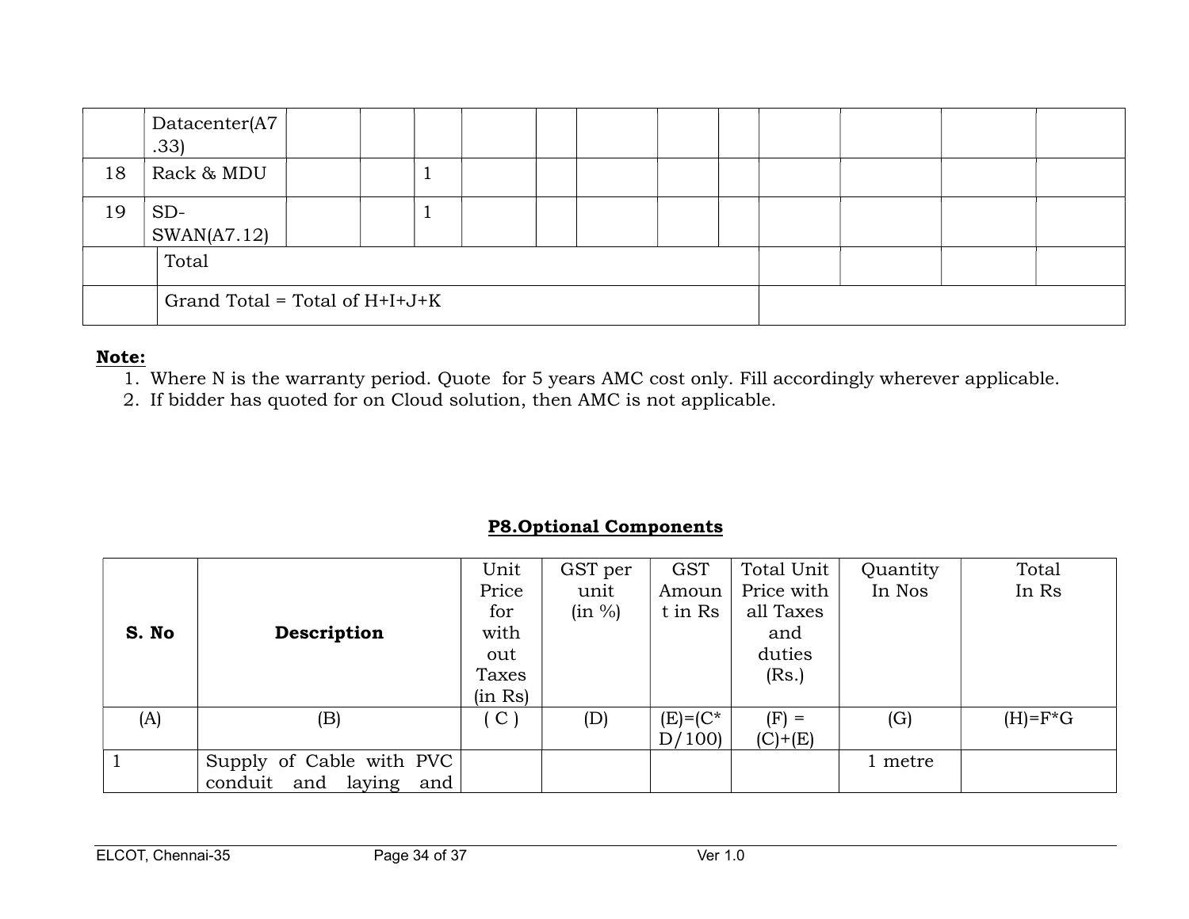|  | Datacenter(A7.33) |  |  |  |  |  |  |  |  |  |  |  |  |
|---|---|---|---|---|---|---|---|---|---|---|---|---|---|
| 18 | Rack & MDU |  |  | 1 |  |  |  |  |  |  |  |  |  |
| 19 | SD-SWAN(A7.12) |  |  | 1 |  |  |  |  |  |  |  |  |  |
|  | Total |  |  |  |  |  |  |  |  |  |  |  |  |
|  | Grand Total = Total of H+I+J+K |  |  |  |  |  |  |  |  |  |  |  |  |

**Note:**

1. Where N is the warranty period. Quote for 5 years AMC cost only. Fill accordingly wherever applicable.
2. If bidder has quoted for on Cloud solution, then AMC is not applicable.

## P8.Optional Components

| S. No | Description | Unit Price for with out Taxes (in Rs) | GST per unit (in %) | GST Amount in Rs | Total Unit Price with all Taxes and duties (Rs.) | Quantity In Nos | Total In Rs |
|---|---|---|---|---|---|---|---|
| (A) | (B) | ( C ) | (D) | (E)=(C*D/100) | (F) = (C)+(E) | (G) | (H)=F*G |
| 1 | Supply of Cable with PVC conduit and laying and |  |  |  |  | 1 metre |  |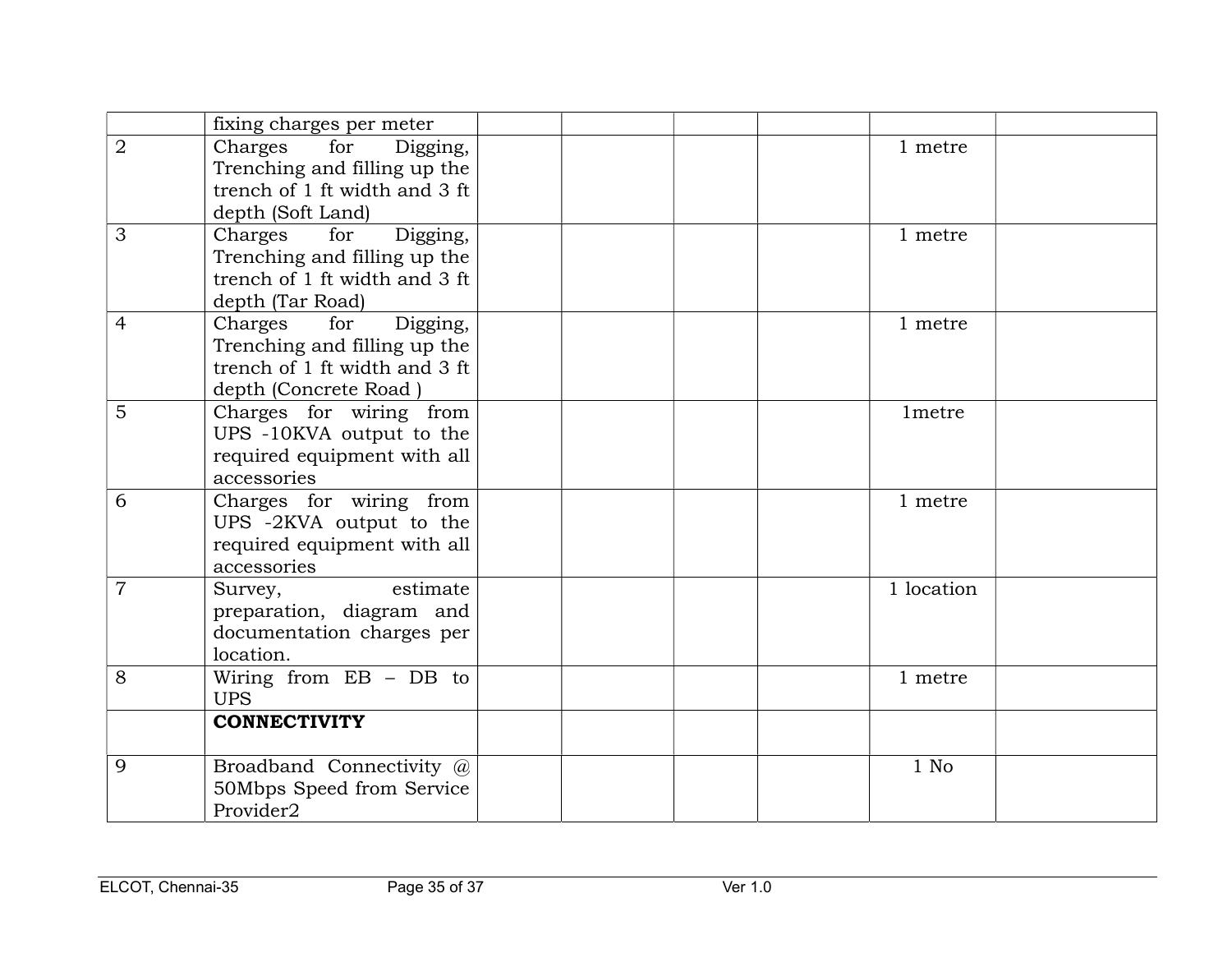| | | | | | | | |
|---|---|---|---|---|---|---|---|
| | fixing charges per meter | | | | | | |
| 2 | Charges for Digging, Trenching and filling up the trench of 1 ft width and 3 ft depth (Soft Land) | | | | | 1 metre | |
| 3 | Charges for Digging, Trenching and filling up the trench of 1 ft width and 3 ft depth (Tar Road) | | | | | 1 metre | |
| 4 | Charges for Digging, Trenching and filling up the trench of 1 ft width and 3 ft depth (Concrete Road ) | | | | | 1 metre | |
| 5 | Charges for wiring from UPS -10KVA output to the required equipment with all accessories | | | | | 1metre | |
| 6 | Charges for wiring from UPS -2KVA output to the required equipment with all accessories | | | | | 1 metre | |
| 7 | Survey, estimate preparation, diagram and documentation charges per location. | | | | | 1 location | |
| 8 | Wiring from EB – DB to UPS | | | | | 1 metre | |
| | **CONNECTIVITY** | | | | | | |
| 9 | Broadband Connectivity @ 50Mbps Speed from Service Provider2 | | | | | 1 No | |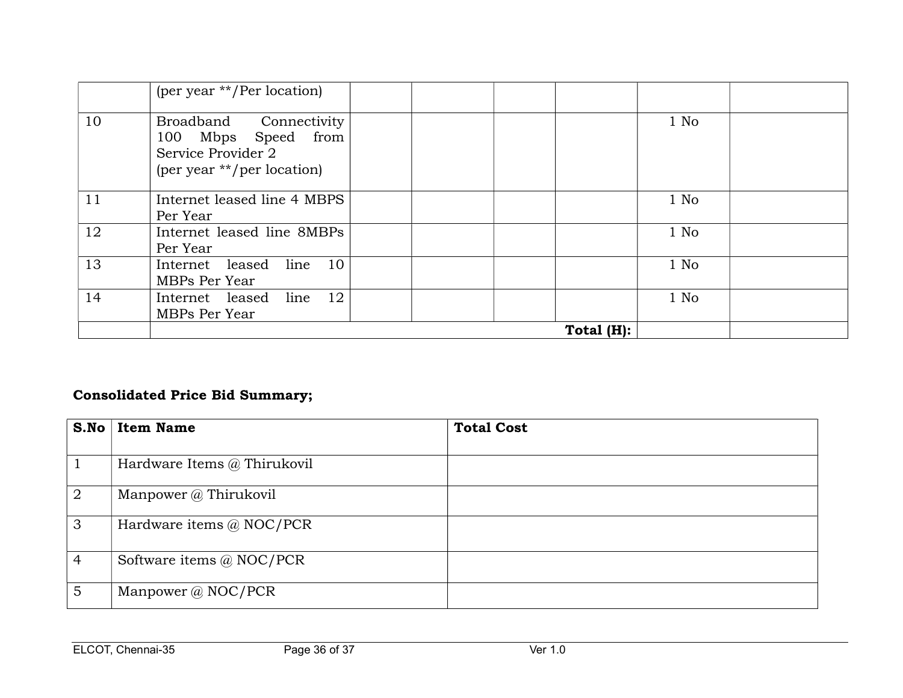| | (per year **/Per location) | | | | | | |
|---|---|---|---|---|---|---|---|
| 10 | Broadband Connectivity 100 Mbps Speed from Service Provider 2 (per year **/per location) | | | | | 1 No | |
| 11 | Internet leased line 4 MBPS Per Year | | | | | 1 No | |
| 12 | Internet leased line 8MBPs Per Year | | | | | 1 No | |
| 13 | Internet leased line 10 MBPs Per Year | | | | | 1 No | |
| 14 | Internet leased line 12 MBPs Per Year | | | | | 1 No | |
| | | | | | **Total (H):** | | |

**Consolidated Price Bid Summary;**

| S.No | Item Name | Total Cost |
|---|---|---|
| 1 | Hardware Items @ Thirukovil | |
| 2 | Manpower @ Thirukovil | |
| 3 | Hardware items @ NOC/PCR | |
| 4 | Software items @ NOC/PCR | |
| 5 | Manpower @ NOC/PCR | |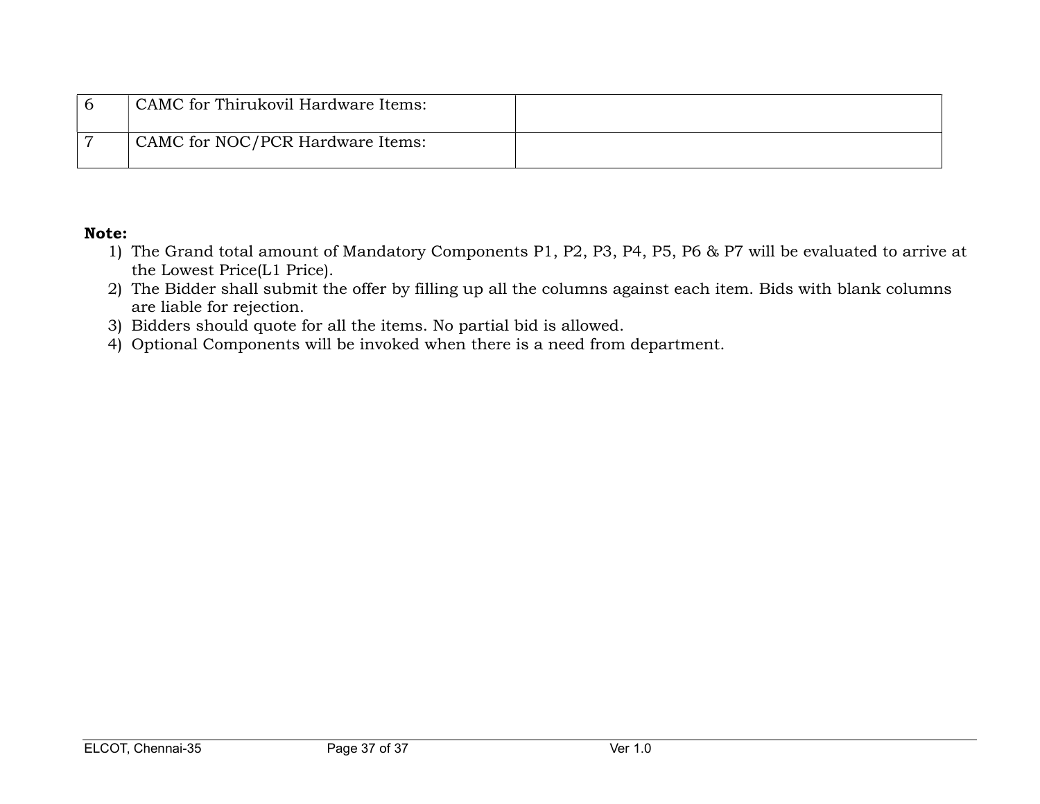| | | |
|---|---|---|
| 6 | CAMC for Thirukovil Hardware Items: | |
| 7 | CAMC for NOC/PCR Hardware Items: | |

**Note:**

1) The Grand total amount of Mandatory Components P1, P2, P3, P4, P5, P6 & P7 will be evaluated to arrive at the Lowest Price(L1 Price).
2) The Bidder shall submit the offer by filling up all the columns against each item. Bids with blank columns are liable for rejection.
3) Bidders should quote for all the items. No partial bid is allowed.
4) Optional Components will be invoked when there is a need from department.